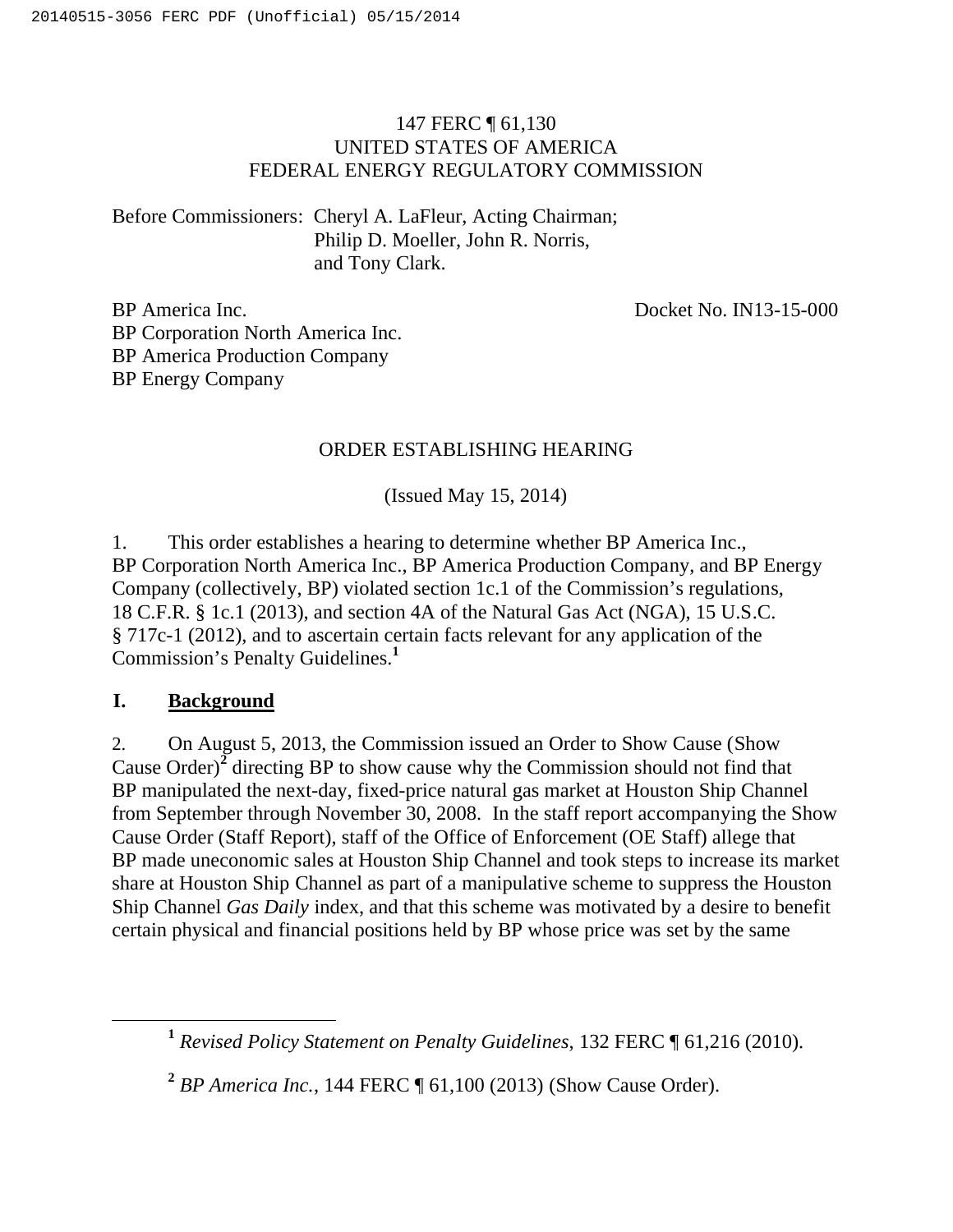147 FERC ¶ 61,130
UNITED STATES OF AMERICA
FEDERAL ENERGY REGULATORY COMMISSION

Before Commissioners: Cheryl A. LaFleur, Acting Chairman;
Philip D. Moeller, John R. Norris,
and Tony Clark.

BP America Inc.
BP Corporation North America Inc.
BP America Production Company
BP Energy Company

Docket No. IN13-15-000

ORDER ESTABLISHING HEARING

(Issued May 15, 2014)

1. This order establishes a hearing to determine whether BP America Inc., BP Corporation North America Inc., BP America Production Company, and BP Energy Company (collectively, BP) violated section 1c.1 of the Commission's regulations, 18 C.F.R. § 1c.1 (2013), and section 4A of the Natural Gas Act (NGA), 15 U.S.C. § 717c-1 (2012), and to ascertain certain facts relevant for any application of the Commission's Penalty Guidelines.[1]

## I. **Background**

2. On August 5, 2013, the Commission issued an Order to Show Cause (Show Cause Order)[2] directing BP to show cause why the Commission should not find that BP manipulated the next-day, fixed-price natural gas market at Houston Ship Channel from September through November 30, 2008. In the staff report accompanying the Show Cause Order (Staff Report), staff of the Office of Enforcement (OE Staff) allege that BP made uneconomic sales at Houston Ship Channel and took steps to increase its market share at Houston Ship Channel as part of a manipulative scheme to suppress the Houston Ship Channel *Gas Daily* index, and that this scheme was motivated by a desire to benefit certain physical and financial positions held by BP whose price was set by the same

[1] *Revised Policy Statement on Penalty Guidelines*, 132 FERC ¶ 61,216 (2010).

[2] *BP America Inc.*, 144 FERC ¶ 61,100 (2013) (Show Cause Order).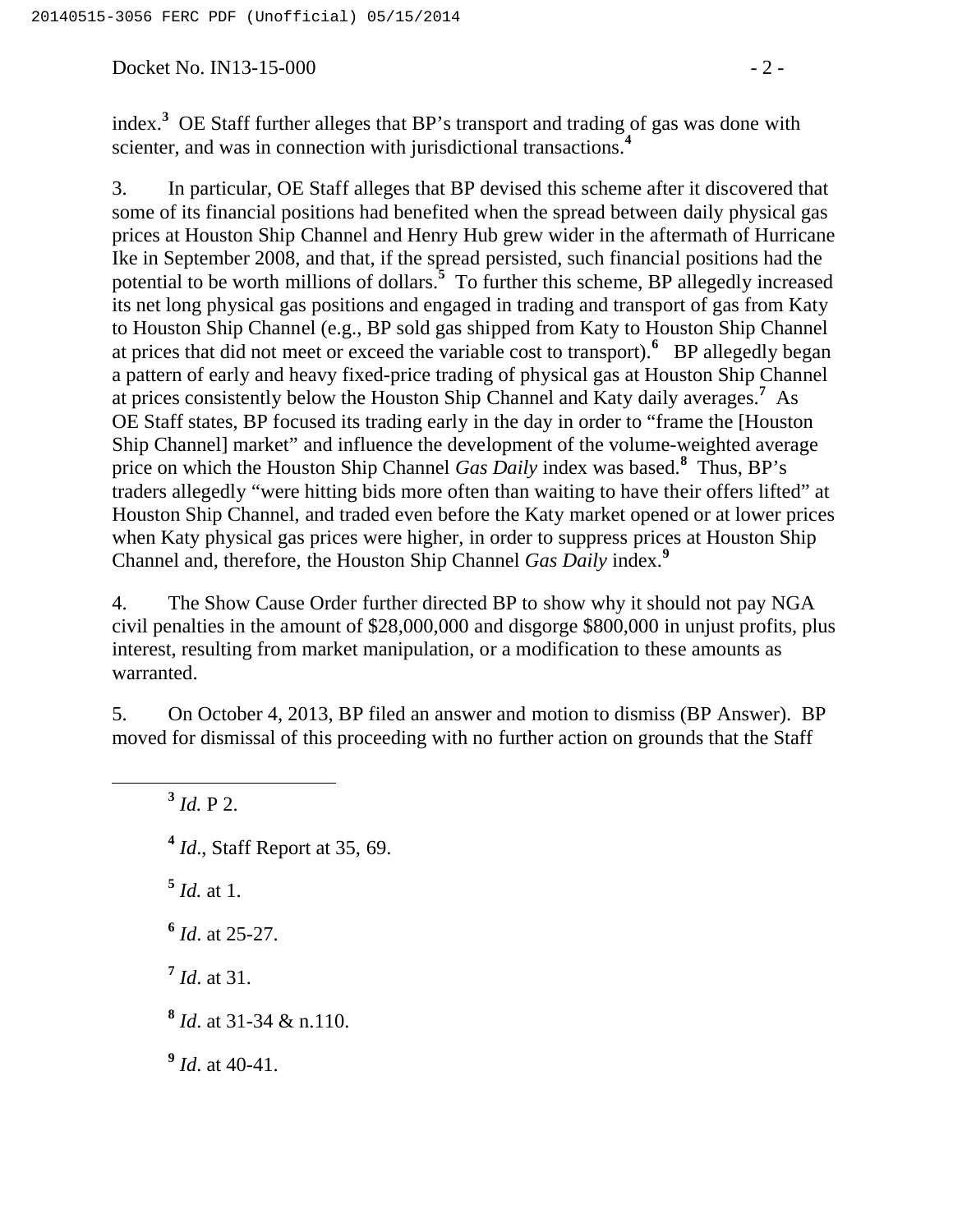index.[3] OE Staff further alleges that BP's transport and trading of gas was done with scienter, and was in connection with jurisdictional transactions.[4]

3. In particular, OE Staff alleges that BP devised this scheme after it discovered that some of its financial positions had benefited when the spread between daily physical gas prices at Houston Ship Channel and Henry Hub grew wider in the aftermath of Hurricane Ike in September 2008, and that, if the spread persisted, such financial positions had the potential to be worth millions of dollars.[5] To further this scheme, BP allegedly increased its net long physical gas positions and engaged in trading and transport of gas from Katy to Houston Ship Channel (e.g., BP sold gas shipped from Katy to Houston Ship Channel at prices that did not meet or exceed the variable cost to transport).[6] BP allegedly began a pattern of early and heavy fixed-price trading of physical gas at Houston Ship Channel at prices consistently below the Houston Ship Channel and Katy daily averages.[7] As OE Staff states, BP focused its trading early in the day in order to "frame the [Houston Ship Channel] market" and influence the development of the volume-weighted average price on which the Houston Ship Channel *Gas Daily* index was based.[8] Thus, BP's traders allegedly "were hitting bids more often than waiting to have their offers lifted" at Houston Ship Channel, and traded even before the Katy market opened or at lower prices when Katy physical gas prices were higher, in order to suppress prices at Houston Ship Channel and, therefore, the Houston Ship Channel *Gas Daily* index.[9]

4. The Show Cause Order further directed BP to show why it should not pay NGA civil penalties in the amount of $28,000,000 and disgorge $800,000 in unjust profits, plus interest, resulting from market manipulation, or a modification to these amounts as warranted.

5. On October 4, 2013, BP filed an answer and motion to dismiss (BP Answer). BP moved for dismissal of this proceeding with no further action on grounds that the Staff

---

[3] *Id.* P 2.

[4] *Id*., Staff Report at 35, 69.

[5] *Id.* at 1.

[6] *Id*. at 25-27.

[7] *Id*. at 31.

[8] *Id*. at 31-34 & n.110.

[9] *Id*. at 40-41.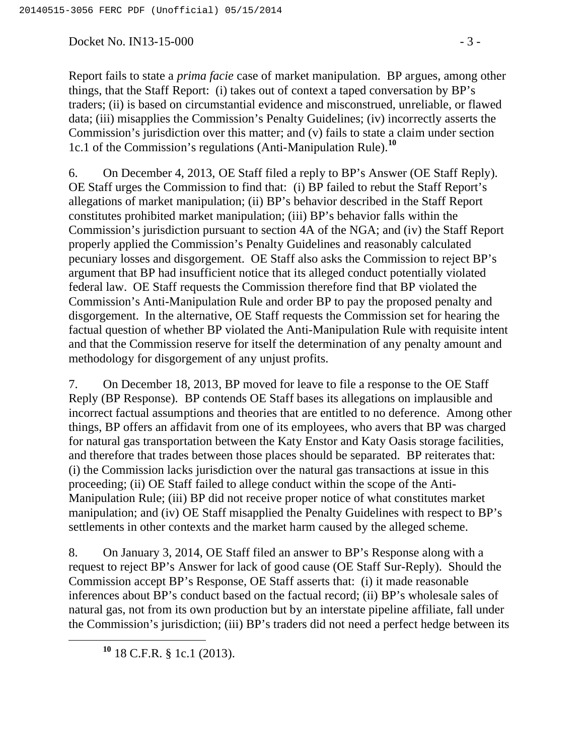Report fails to state a *prima facie* case of market manipulation. BP argues, among other things, that the Staff Report: (i) takes out of context a taped conversation by BP's traders; (ii) is based on circumstantial evidence and misconstrued, unreliable, or flawed data; (iii) misapplies the Commission's Penalty Guidelines; (iv) incorrectly asserts the Commission's jurisdiction over this matter; and (v) fails to state a claim under section 1c.1 of the Commission's regulations (Anti-Manipulation Rule).[10]

6. On December 4, 2013, OE Staff filed a reply to BP's Answer (OE Staff Reply). OE Staff urges the Commission to find that: (i) BP failed to rebut the Staff Report's allegations of market manipulation; (ii) BP's behavior described in the Staff Report constitutes prohibited market manipulation; (iii) BP's behavior falls within the Commission's jurisdiction pursuant to section 4A of the NGA; and (iv) the Staff Report properly applied the Commission's Penalty Guidelines and reasonably calculated pecuniary losses and disgorgement. OE Staff also asks the Commission to reject BP's argument that BP had insufficient notice that its alleged conduct potentially violated federal law. OE Staff requests the Commission therefore find that BP violated the Commission's Anti-Manipulation Rule and order BP to pay the proposed penalty and disgorgement. In the alternative, OE Staff requests the Commission set for hearing the factual question of whether BP violated the Anti-Manipulation Rule with requisite intent and that the Commission reserve for itself the determination of any penalty amount and methodology for disgorgement of any unjust profits.

7. On December 18, 2013, BP moved for leave to file a response to the OE Staff Reply (BP Response). BP contends OE Staff bases its allegations on implausible and incorrect factual assumptions and theories that are entitled to no deference. Among other things, BP offers an affidavit from one of its employees, who avers that BP was charged for natural gas transportation between the Katy Enstor and Katy Oasis storage facilities, and therefore that trades between those places should be separated. BP reiterates that: (i) the Commission lacks jurisdiction over the natural gas transactions at issue in this proceeding; (ii) OE Staff failed to allege conduct within the scope of the Anti-Manipulation Rule; (iii) BP did not receive proper notice of what constitutes market manipulation; and (iv) OE Staff misapplied the Penalty Guidelines with respect to BP's settlements in other contexts and the market harm caused by the alleged scheme.

8. On January 3, 2014, OE Staff filed an answer to BP's Response along with a request to reject BP's Answer for lack of good cause (OE Staff Sur-Reply). Should the Commission accept BP's Response, OE Staff asserts that: (i) it made reasonable inferences about BP's conduct based on the factual record; (ii) BP's wholesale sales of natural gas, not from its own production but by an interstate pipeline affiliate, fall under the Commission's jurisdiction; (iii) BP's traders did not need a perfect hedge between its

[10] 18 C.F.R. § 1c.1 (2013).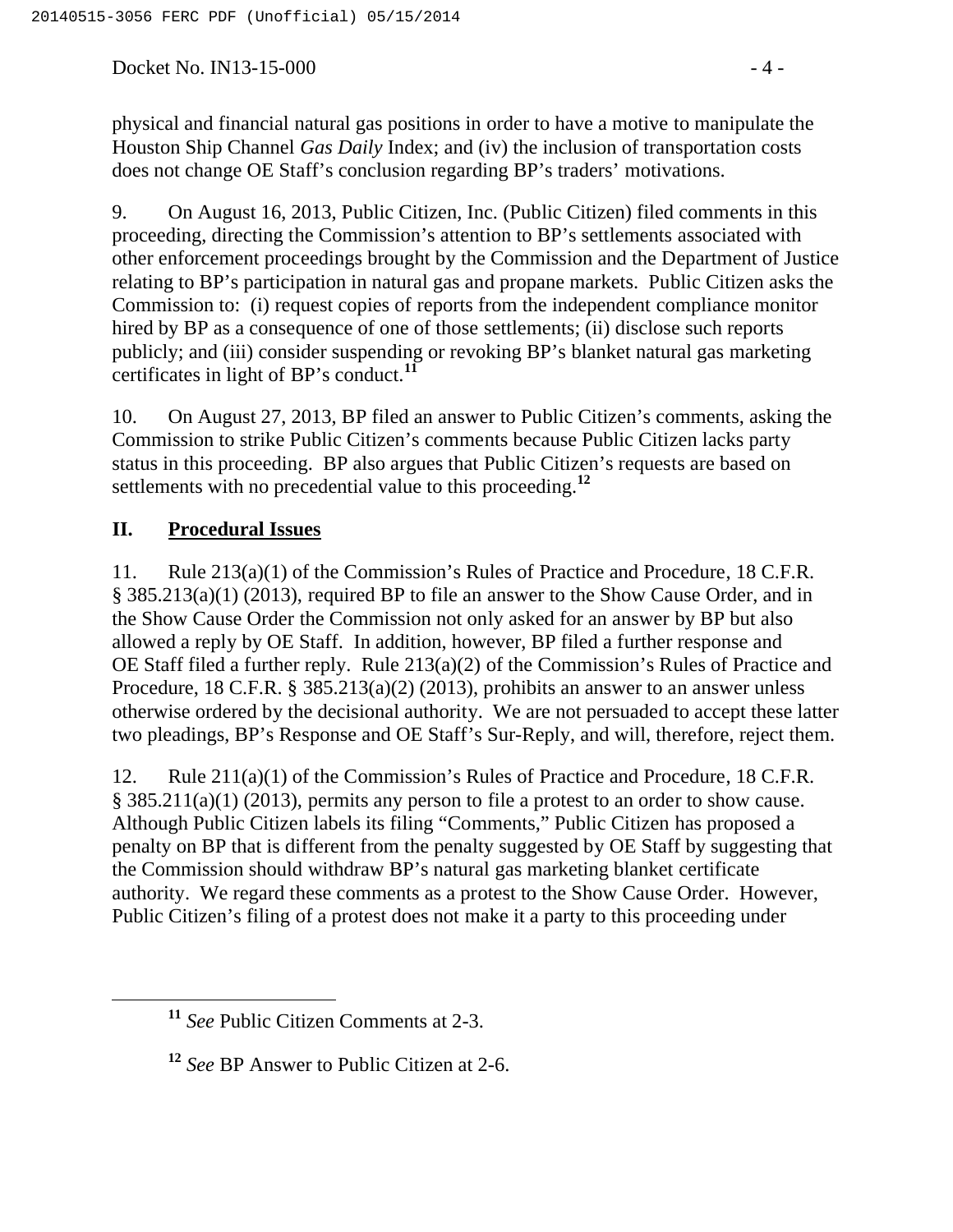physical and financial natural gas positions in order to have a motive to manipulate the Houston Ship Channel *Gas Daily* Index; and (iv) the inclusion of transportation costs does not change OE Staff's conclusion regarding BP's traders' motivations.

9. On August 16, 2013, Public Citizen, Inc. (Public Citizen) filed comments in this proceeding, directing the Commission's attention to BP's settlements associated with other enforcement proceedings brought by the Commission and the Department of Justice relating to BP's participation in natural gas and propane markets. Public Citizen asks the Commission to: (i) request copies of reports from the independent compliance monitor hired by BP as a consequence of one of those settlements; (ii) disclose such reports publicly; and (iii) consider suspending or revoking BP's blanket natural gas marketing certificates in light of BP's conduct.[11]

10. On August 27, 2013, BP filed an answer to Public Citizen's comments, asking the Commission to strike Public Citizen's comments because Public Citizen lacks party status in this proceeding. BP also argues that Public Citizen's requests are based on settlements with no precedential value to this proceeding.[12]

## II. Procedural Issues

11. Rule 213(a)(1) of the Commission's Rules of Practice and Procedure, 18 C.F.R. § 385.213(a)(1) (2013), required BP to file an answer to the Show Cause Order, and in the Show Cause Order the Commission not only asked for an answer by BP but also allowed a reply by OE Staff. In addition, however, BP filed a further response and OE Staff filed a further reply. Rule 213(a)(2) of the Commission's Rules of Practice and Procedure, 18 C.F.R. § 385.213(a)(2) (2013), prohibits an answer to an answer unless otherwise ordered by the decisional authority. We are not persuaded to accept these latter two pleadings, BP's Response and OE Staff's Sur-Reply, and will, therefore, reject them.

12. Rule 211(a)(1) of the Commission's Rules of Practice and Procedure, 18 C.F.R. § 385.211(a)(1) (2013), permits any person to file a protest to an order to show cause. Although Public Citizen labels its filing "Comments," Public Citizen has proposed a penalty on BP that is different from the penalty suggested by OE Staff by suggesting that the Commission should withdraw BP's natural gas marketing blanket certificate authority. We regard these comments as a protest to the Show Cause Order. However, Public Citizen's filing of a protest does not make it a party to this proceeding under

---

[11] *See* Public Citizen Comments at 2-3.

[12] *See* BP Answer to Public Citizen at 2-6.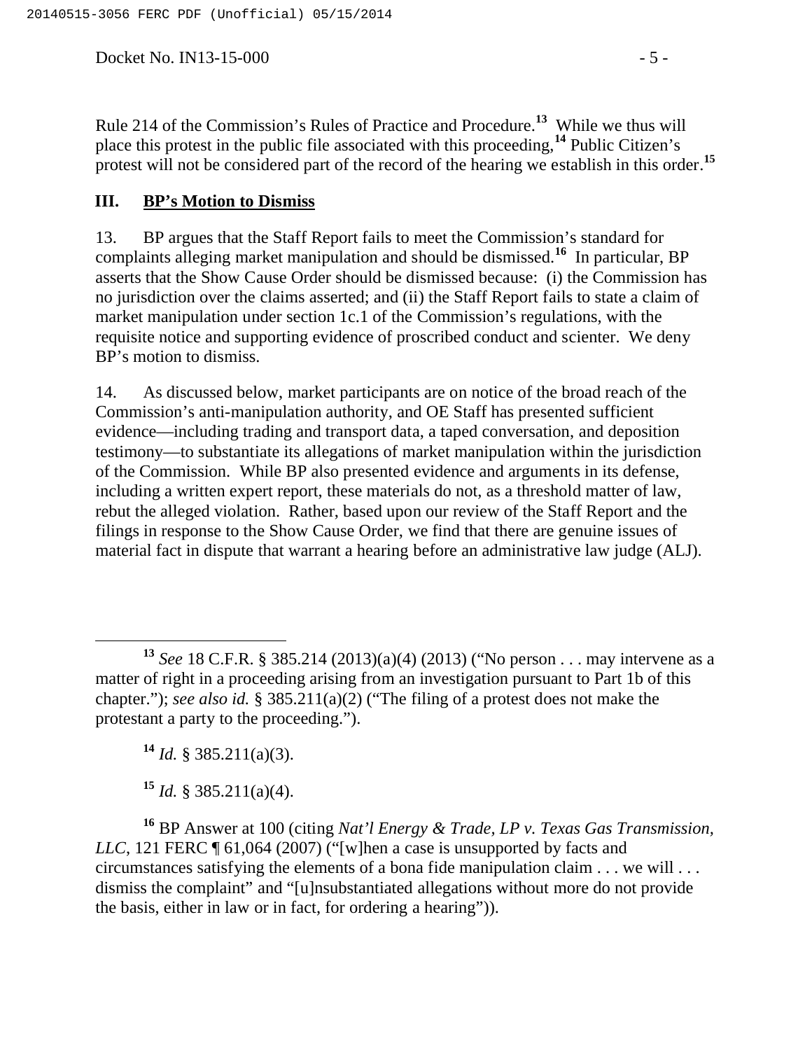Rule 214 of the Commission's Rules of Practice and Procedure.[13] While we thus will place this protest in the public file associated with this proceeding,[14] Public Citizen's protest will not be considered part of the record of the hearing we establish in this order.[15]

## III. BP's Motion to Dismiss

13. BP argues that the Staff Report fails to meet the Commission's standard for complaints alleging market manipulation and should be dismissed.[16] In particular, BP asserts that the Show Cause Order should be dismissed because: (i) the Commission has no jurisdiction over the claims asserted; and (ii) the Staff Report fails to state a claim of market manipulation under section 1c.1 of the Commission's regulations, with the requisite notice and supporting evidence of proscribed conduct and scienter. We deny BP's motion to dismiss.

14. As discussed below, market participants are on notice of the broad reach of the Commission's anti-manipulation authority, and OE Staff has presented sufficient evidence—including trading and transport data, a taped conversation, and deposition testimony—to substantiate its allegations of market manipulation within the jurisdiction of the Commission. While BP also presented evidence and arguments in its defense, including a written expert report, these materials do not, as a threshold matter of law, rebut the alleged violation. Rather, based upon our review of the Staff Report and the filings in response to the Show Cause Order, we find that there are genuine issues of material fact in dispute that warrant a hearing before an administrative law judge (ALJ).

---

[13] *See* 18 C.F.R. § 385.214 (2013)(a)(4) (2013) ("No person . . . may intervene as a matter of right in a proceeding arising from an investigation pursuant to Part 1b of this chapter."); *see also id.* § 385.211(a)(2) ("The filing of a protest does not make the protestant a party to the proceeding.").

[14] *Id.* § 385.211(a)(3).

[15] *Id.* § 385.211(a)(4).

[16] BP Answer at 100 (citing *Nat'l Energy & Trade, LP v. Texas Gas Transmission, LLC*, 121 FERC ¶ 61,064 (2007) ("[w]hen a case is unsupported by facts and circumstances satisfying the elements of a bona fide manipulation claim . . . we will . . . dismiss the complaint" and "[u]nsubstantiated allegations without more do not provide the basis, either in law or in fact, for ordering a hearing")).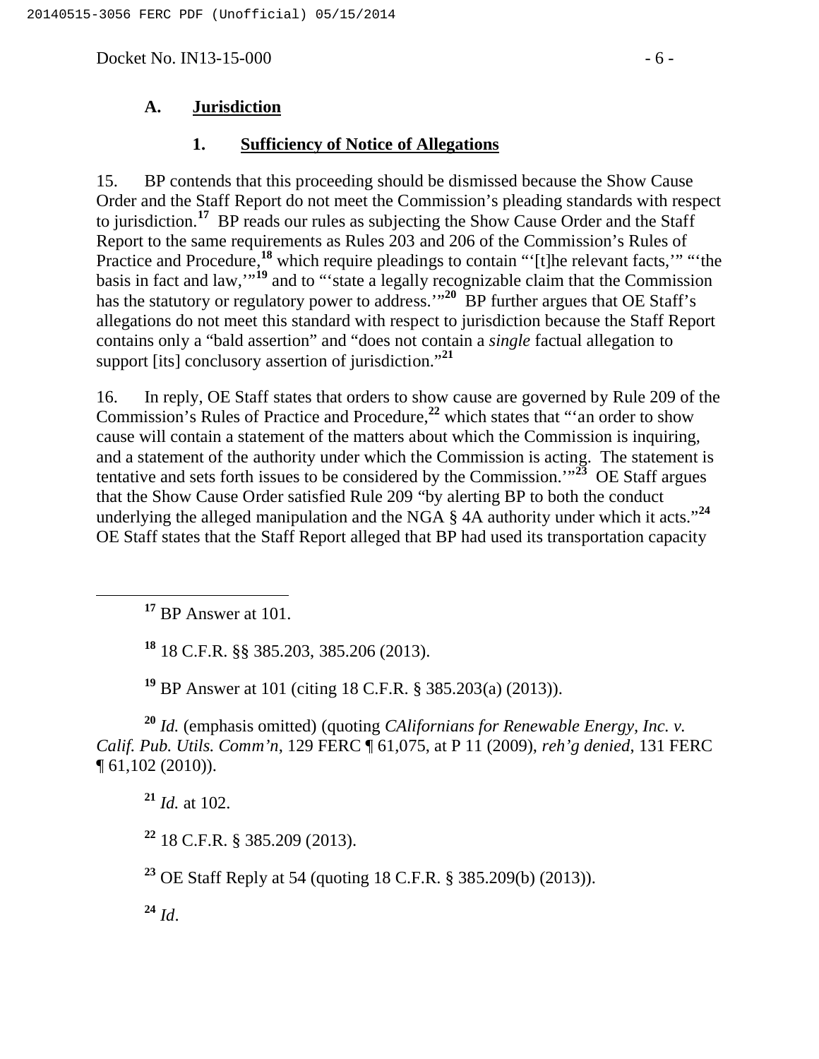## A. Jurisdiction

### 1. Sufficiency of Notice of Allegations

15. BP contends that this proceeding should be dismissed because the Show Cause Order and the Staff Report do not meet the Commission's pleading standards with respect to jurisdiction.[17] BP reads our rules as subjecting the Show Cause Order and the Staff Report to the same requirements as Rules 203 and 206 of the Commission's Rules of Practice and Procedure,[18] which require pleadings to contain "'[t]he relevant facts,'" "'the basis in fact and law,'"[19] and to "'state a legally recognizable claim that the Commission has the statutory or regulatory power to address.'"[20] BP further argues that OE Staff's allegations do not meet this standard with respect to jurisdiction because the Staff Report contains only a "bald assertion" and "does not contain a *single* factual allegation to support [its] conclusory assertion of jurisdiction."[21]

16. In reply, OE Staff states that orders to show cause are governed by Rule 209 of the Commission's Rules of Practice and Procedure,[22] which states that "'an order to show cause will contain a statement of the matters about which the Commission is inquiring, and a statement of the authority under which the Commission is acting. The statement is tentative and sets forth issues to be considered by the Commission.'"[23] OE Staff argues that the Show Cause Order satisfied Rule 209 "by alerting BP to both the conduct underlying the alleged manipulation and the NGA § 4A authority under which it acts."[24] OE Staff states that the Staff Report alleged that BP had used its transportation capacity

---

[17] BP Answer at 101.

[18] 18 C.F.R. §§ 385.203, 385.206 (2013).

[19] BP Answer at 101 (citing 18 C.F.R. § 385.203(a) (2013)).

[20] *Id.* (emphasis omitted) (quoting *CAlifornians for Renewable Energy, Inc. v. Calif. Pub. Utils. Comm'n*, 129 FERC ¶ 61,075, at P 11 (2009), *reh'g denied*, 131 FERC ¶ 61,102 (2010)).

[21] *Id.* at 102.

[22] 18 C.F.R. § 385.209 (2013).

[23] OE Staff Reply at 54 (quoting 18 C.F.R. § 385.209(b) (2013)).

[24] *Id*.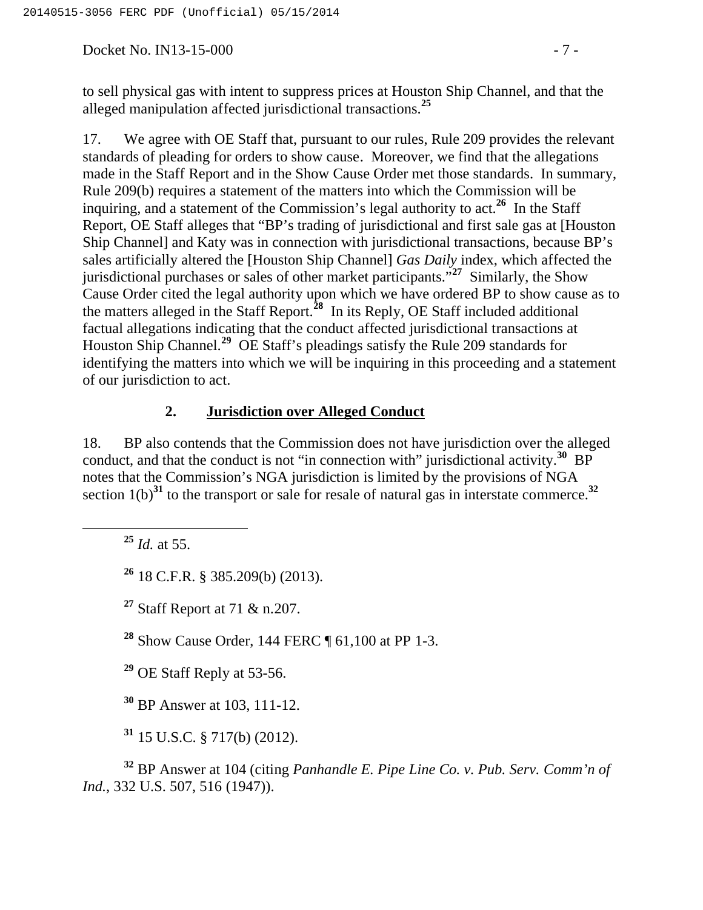to sell physical gas with intent to suppress prices at Houston Ship Channel, and that the alleged manipulation affected jurisdictional transactions.[25]

17. We agree with OE Staff that, pursuant to our rules, Rule 209 provides the relevant standards of pleading for orders to show cause. Moreover, we find that the allegations made in the Staff Report and in the Show Cause Order met those standards. In summary, Rule 209(b) requires a statement of the matters into which the Commission will be inquiring, and a statement of the Commission's legal authority to act.[26] In the Staff Report, OE Staff alleges that "BP's trading of jurisdictional and first sale gas at [Houston Ship Channel] and Katy was in connection with jurisdictional transactions, because BP's sales artificially altered the [Houston Ship Channel] *Gas Daily* index, which affected the jurisdictional purchases or sales of other market participants."[27] Similarly, the Show Cause Order cited the legal authority upon which we have ordered BP to show cause as to the matters alleged in the Staff Report.[28] In its Reply, OE Staff included additional factual allegations indicating that the conduct affected jurisdictional transactions at Houston Ship Channel.[29] OE Staff's pleadings satisfy the Rule 209 standards for identifying the matters into which we will be inquiring in this proceeding and a statement of our jurisdiction to act.

## 2. Jurisdiction over Alleged Conduct

18. BP also contends that the Commission does not have jurisdiction over the alleged conduct, and that the conduct is not "in connection with" jurisdictional activity.[30] BP notes that the Commission's NGA jurisdiction is limited by the provisions of NGA section 1(b)[31] to the transport or sale for resale of natural gas in interstate commerce.[32]

---

[25] *Id.* at 55.

[26] 18 C.F.R. § 385.209(b) (2013).

[27] Staff Report at 71 & n.207.

[28] Show Cause Order, 144 FERC ¶ 61,100 at PP 1-3.

[29] OE Staff Reply at 53-56.

[30] BP Answer at 103, 111-12.

[31] 15 U.S.C. § 717(b) (2012).

[32] BP Answer at 104 (citing *Panhandle E. Pipe Line Co. v. Pub. Serv. Comm'n of Ind.*, 332 U.S. 507, 516 (1947)).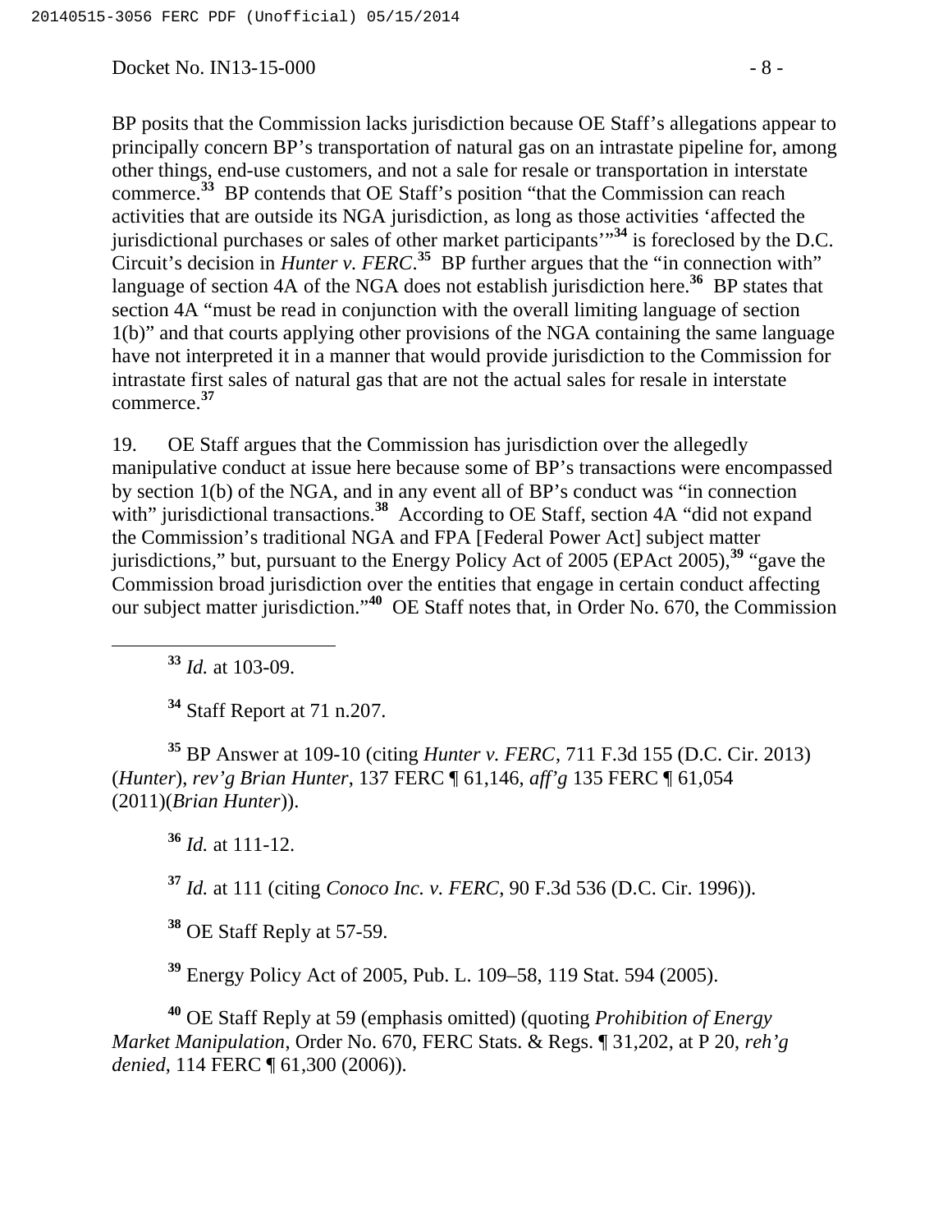BP posits that the Commission lacks jurisdiction because OE Staff's allegations appear to principally concern BP's transportation of natural gas on an intrastate pipeline for, among other things, end-use customers, and not a sale for resale or transportation in interstate commerce.[33] BP contends that OE Staff's position "that the Commission can reach activities that are outside its NGA jurisdiction, as long as those activities 'affected the jurisdictional purchases or sales of other market participants'"[34] is foreclosed by the D.C. Circuit's decision in *Hunter v. FERC*.[35] BP further argues that the "in connection with" language of section 4A of the NGA does not establish jurisdiction here.[36] BP states that section 4A "must be read in conjunction with the overall limiting language of section 1(b)" and that courts applying other provisions of the NGA containing the same language have not interpreted it in a manner that would provide jurisdiction to the Commission for intrastate first sales of natural gas that are not the actual sales for resale in interstate commerce.[37]

19. OE Staff argues that the Commission has jurisdiction over the allegedly manipulative conduct at issue here because some of BP's transactions were encompassed by section 1(b) of the NGA, and in any event all of BP's conduct was "in connection with" jurisdictional transactions.[38] According to OE Staff, section 4A "did not expand the Commission's traditional NGA and FPA [Federal Power Act] subject matter jurisdictions," but, pursuant to the Energy Policy Act of 2005 (EPAct 2005),[39] "gave the Commission broad jurisdiction over the entities that engage in certain conduct affecting our subject matter jurisdiction."[40] OE Staff notes that, in Order No. 670, the Commission

---

[33] *Id.* at 103-09.

[34] Staff Report at 71 n.207.

[35] BP Answer at 109-10 (citing *Hunter v. FERC*, 711 F.3d 155 (D.C. Cir. 2013) (*Hunter*), *rev'g Brian Hunter*, 137 FERC ¶ 61,146, *aff'g* 135 FERC ¶ 61,054 (2011)(*Brian Hunter*)).

[36] *Id.* at 111-12.

[37] *Id.* at 111 (citing *Conoco Inc. v. FERC*, 90 F.3d 536 (D.C. Cir. 1996)).

[38] OE Staff Reply at 57-59.

[39] Energy Policy Act of 2005, Pub. L. 109–58, 119 Stat. 594 (2005).

[40] OE Staff Reply at 59 (emphasis omitted) (quoting *Prohibition of Energy Market Manipulation*, Order No. 670, FERC Stats. & Regs. ¶ 31,202, at P 20, *reh'g denied*, 114 FERC ¶ 61,300 (2006)).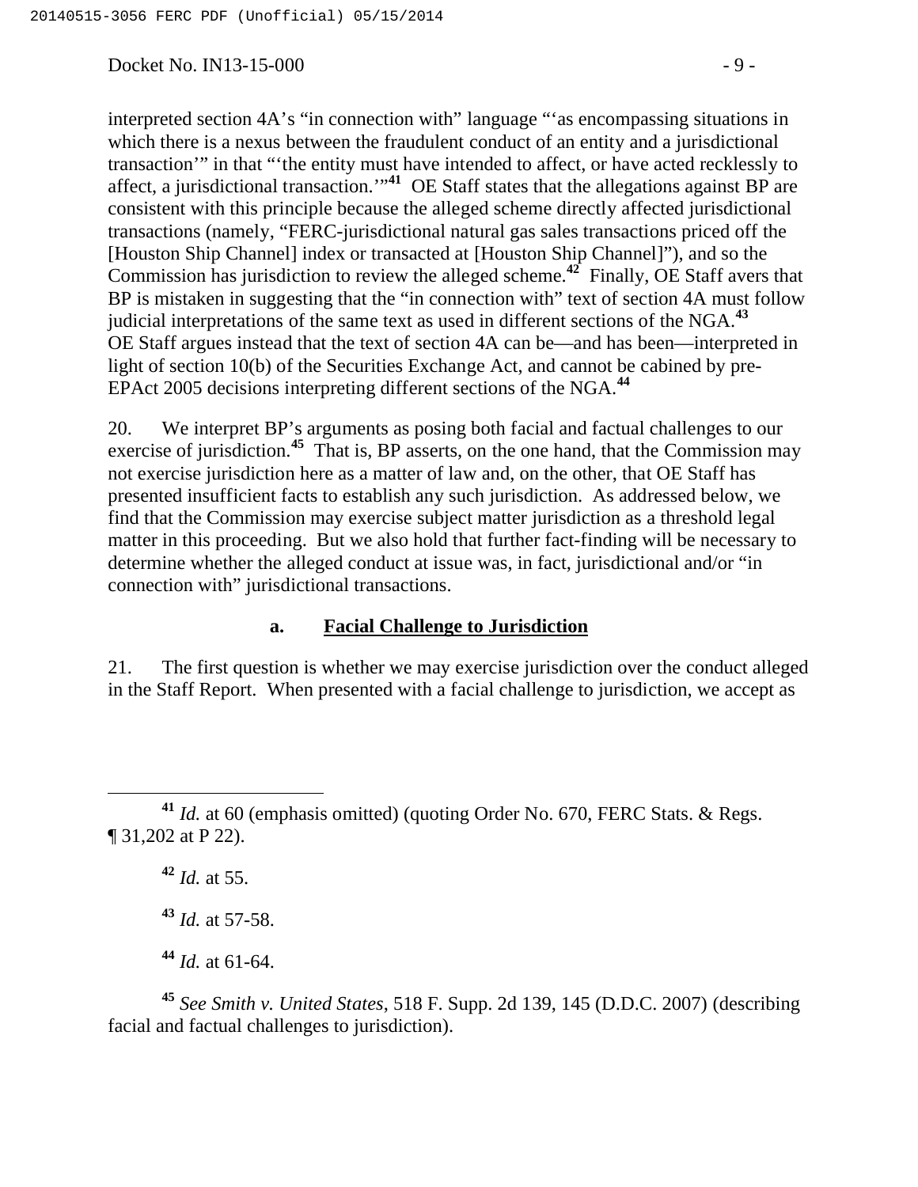interpreted section 4A's "in connection with" language "'as encompassing situations in which there is a nexus between the fraudulent conduct of an entity and a jurisdictional transaction'" in that "'the entity must have intended to affect, or have acted recklessly to affect, a jurisdictional transaction.'"[41] OE Staff states that the allegations against BP are consistent with this principle because the alleged scheme directly affected jurisdictional transactions (namely, "FERC-jurisdictional natural gas sales transactions priced off the [Houston Ship Channel] index or transacted at [Houston Ship Channel]"), and so the Commission has jurisdiction to review the alleged scheme.[42] Finally, OE Staff avers that BP is mistaken in suggesting that the "in connection with" text of section 4A must follow judicial interpretations of the same text as used in different sections of the NGA.[43] OE Staff argues instead that the text of section 4A can be—and has been—interpreted in light of section 10(b) of the Securities Exchange Act, and cannot be cabined by pre-EPAct 2005 decisions interpreting different sections of the NGA.[44]

20. We interpret BP's arguments as posing both facial and factual challenges to our exercise of jurisdiction.[45] That is, BP asserts, on the one hand, that the Commission may not exercise jurisdiction here as a matter of law and, on the other, that OE Staff has presented insufficient facts to establish any such jurisdiction. As addressed below, we find that the Commission may exercise subject matter jurisdiction as a threshold legal matter in this proceeding. But we also hold that further fact-finding will be necessary to determine whether the alleged conduct at issue was, in fact, jurisdictional and/or "in connection with" jurisdictional transactions.

### a. Facial Challenge to Jurisdiction

21. The first question is whether we may exercise jurisdiction over the conduct alleged in the Staff Report. When presented with a facial challenge to jurisdiction, we accept as

---

[41] *Id.* at 60 (emphasis omitted) (quoting Order No. 670, FERC Stats. & Regs. ¶ 31,202 at P 22).

[42] *Id.* at 55.

[43] *Id.* at 57-58.

[44] *Id.* at 61-64.

[45] *See Smith v. United States*, 518 F. Supp. 2d 139, 145 (D.D.C. 2007) (describing facial and factual challenges to jurisdiction).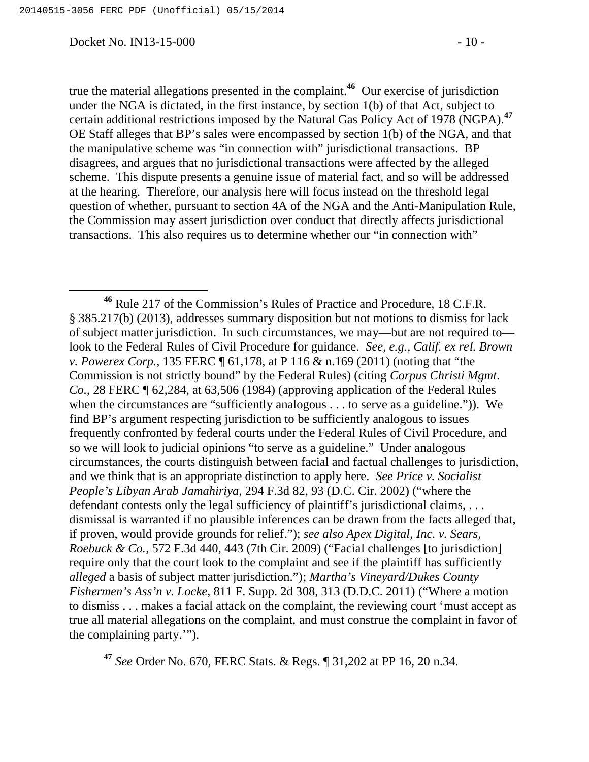true the material allegations presented in the complaint.[46] Our exercise of jurisdiction under the NGA is dictated, in the first instance, by section 1(b) of that Act, subject to certain additional restrictions imposed by the Natural Gas Policy Act of 1978 (NGPA).[47] OE Staff alleges that BP's sales were encompassed by section 1(b) of the NGA, and that the manipulative scheme was "in connection with" jurisdictional transactions. BP disagrees, and argues that no jurisdictional transactions were affected by the alleged scheme. This dispute presents a genuine issue of material fact, and so will be addressed at the hearing. Therefore, our analysis here will focus instead on the threshold legal question of whether, pursuant to section 4A of the NGA and the Anti-Manipulation Rule, the Commission may assert jurisdiction over conduct that directly affects jurisdictional transactions. This also requires us to determine whether our "in connection with"

---

[46] Rule 217 of the Commission's Rules of Practice and Procedure, 18 C.F.R. § 385.217(b) (2013), addresses summary disposition but not motions to dismiss for lack of subject matter jurisdiction. In such circumstances, we may—but are not required to—look to the Federal Rules of Civil Procedure for guidance. *See, e.g., Calif. ex rel. Brown v. Powerex Corp.*, 135 FERC ¶ 61,178, at P 116 & n.169 (2011) (noting that "the Commission is not strictly bound" by the Federal Rules) (citing *Corpus Christi Mgmt. Co.*, 28 FERC ¶ 62,284, at 63,506 (1984) (approving application of the Federal Rules when the circumstances are "sufficiently analogous . . . to serve as a guideline.")). We find BP's argument respecting jurisdiction to be sufficiently analogous to issues frequently confronted by federal courts under the Federal Rules of Civil Procedure, and so we will look to judicial opinions "to serve as a guideline." Under analogous circumstances, the courts distinguish between facial and factual challenges to jurisdiction, and we think that is an appropriate distinction to apply here. *See Price v. Socialist People's Libyan Arab Jamahiriya*, 294 F.3d 82, 93 (D.C. Cir. 2002) ("where the defendant contests only the legal sufficiency of plaintiff's jurisdictional claims, . . . dismissal is warranted if no plausible inferences can be drawn from the facts alleged that, if proven, would provide grounds for relief."); *see also Apex Digital, Inc. v. Sears, Roebuck & Co.*, 572 F.3d 440, 443 (7th Cir. 2009) ("Facial challenges [to jurisdiction] require only that the court look to the complaint and see if the plaintiff has sufficiently *alleged* a basis of subject matter jurisdiction."); *Martha's Vineyard/Dukes County Fishermen's Ass'n v. Locke*, 811 F. Supp. 2d 308, 313 (D.D.C. 2011) ("Where a motion to dismiss . . . makes a facial attack on the complaint, the reviewing court 'must accept as true all material allegations on the complaint, and must construe the complaint in favor of the complaining party.'").

[47] *See* Order No. 670, FERC Stats. & Regs. ¶ 31,202 at PP 16, 20 n.34.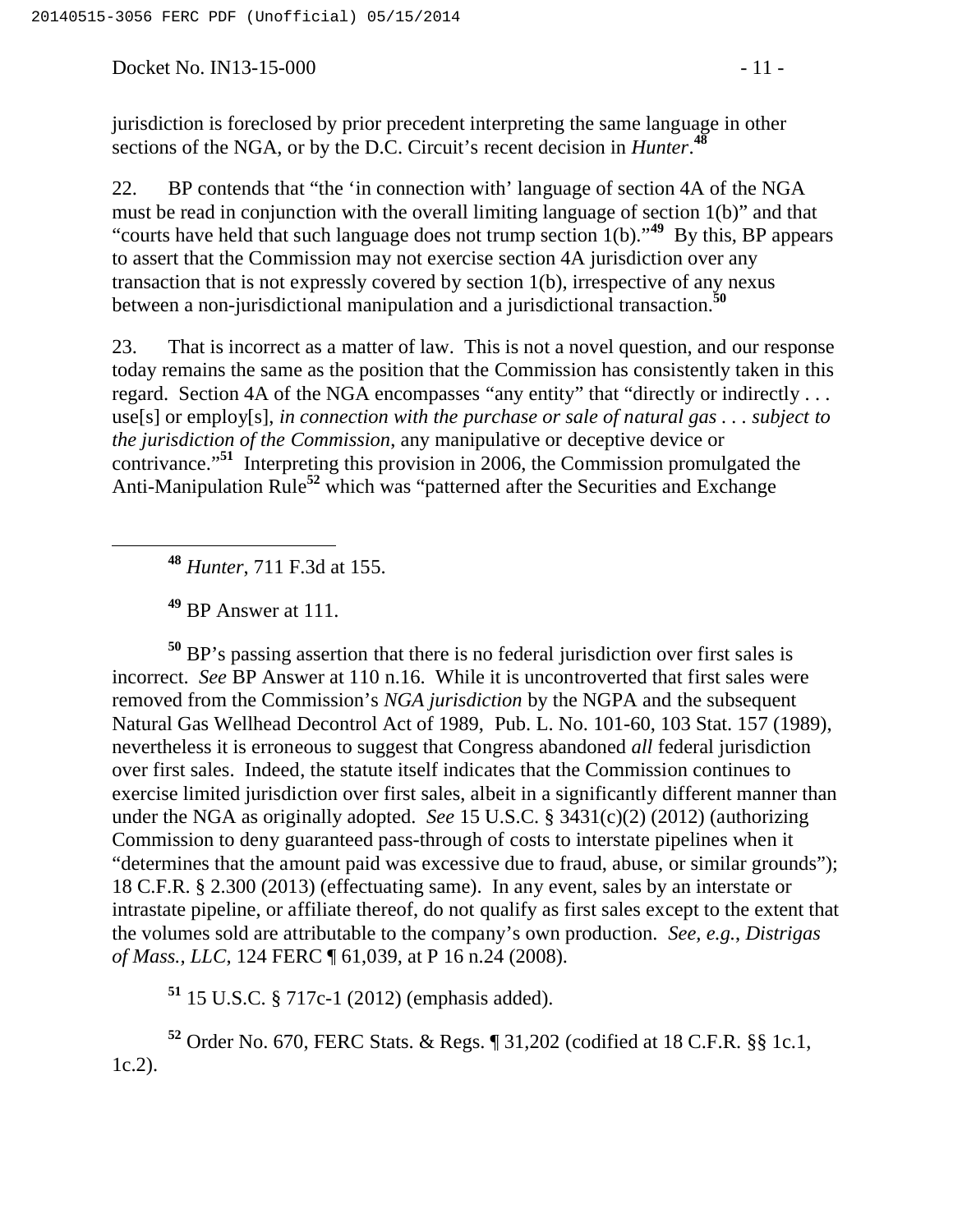jurisdiction is foreclosed by prior precedent interpreting the same language in other sections of the NGA, or by the D.C. Circuit's recent decision in *Hunter*.[48]

22. BP contends that "the 'in connection with' language of section 4A of the NGA must be read in conjunction with the overall limiting language of section 1(b)" and that "courts have held that such language does not trump section 1(b)."[49] By this, BP appears to assert that the Commission may not exercise section 4A jurisdiction over any transaction that is not expressly covered by section 1(b), irrespective of any nexus between a non-jurisdictional manipulation and a jurisdictional transaction.[50]

23. That is incorrect as a matter of law. This is not a novel question, and our response today remains the same as the position that the Commission has consistently taken in this regard. Section 4A of the NGA encompasses "any entity" that "directly or indirectly . . . use[s] or employ[s], *in connection with the purchase or sale of natural gas . . . subject to the jurisdiction of the Commission*, any manipulative or deceptive device or contrivance."[51] Interpreting this provision in 2006, the Commission promulgated the Anti-Manipulation Rule[52] which was "patterned after the Securities and Exchange

---

[48] *Hunter*, 711 F.3d at 155.

[49] BP Answer at 111.

[50] BP's passing assertion that there is no federal jurisdiction over first sales is incorrect. *See* BP Answer at 110 n.16. While it is uncontroverted that first sales were removed from the Commission's *NGA jurisdiction* by the NGPA and the subsequent Natural Gas Wellhead Decontrol Act of 1989, Pub. L. No. 101-60, 103 Stat. 157 (1989), nevertheless it is erroneous to suggest that Congress abandoned *all* federal jurisdiction over first sales. Indeed, the statute itself indicates that the Commission continues to exercise limited jurisdiction over first sales, albeit in a significantly different manner than under the NGA as originally adopted. *See* 15 U.S.C. § 3431(c)(2) (2012) (authorizing Commission to deny guaranteed pass-through of costs to interstate pipelines when it "determines that the amount paid was excessive due to fraud, abuse, or similar grounds"); 18 C.F.R. § 2.300 (2013) (effectuating same). In any event, sales by an interstate or intrastate pipeline, or affiliate thereof, do not qualify as first sales except to the extent that the volumes sold are attributable to the company's own production. *See, e.g.*, *Distrigas of Mass., LLC*, 124 FERC ¶ 61,039, at P 16 n.24 (2008).

[51] 15 U.S.C. § 717c-1 (2012) (emphasis added).

[52] Order No. 670, FERC Stats. & Regs. ¶ 31,202 (codified at 18 C.F.R. §§ 1c.1, 1c.2).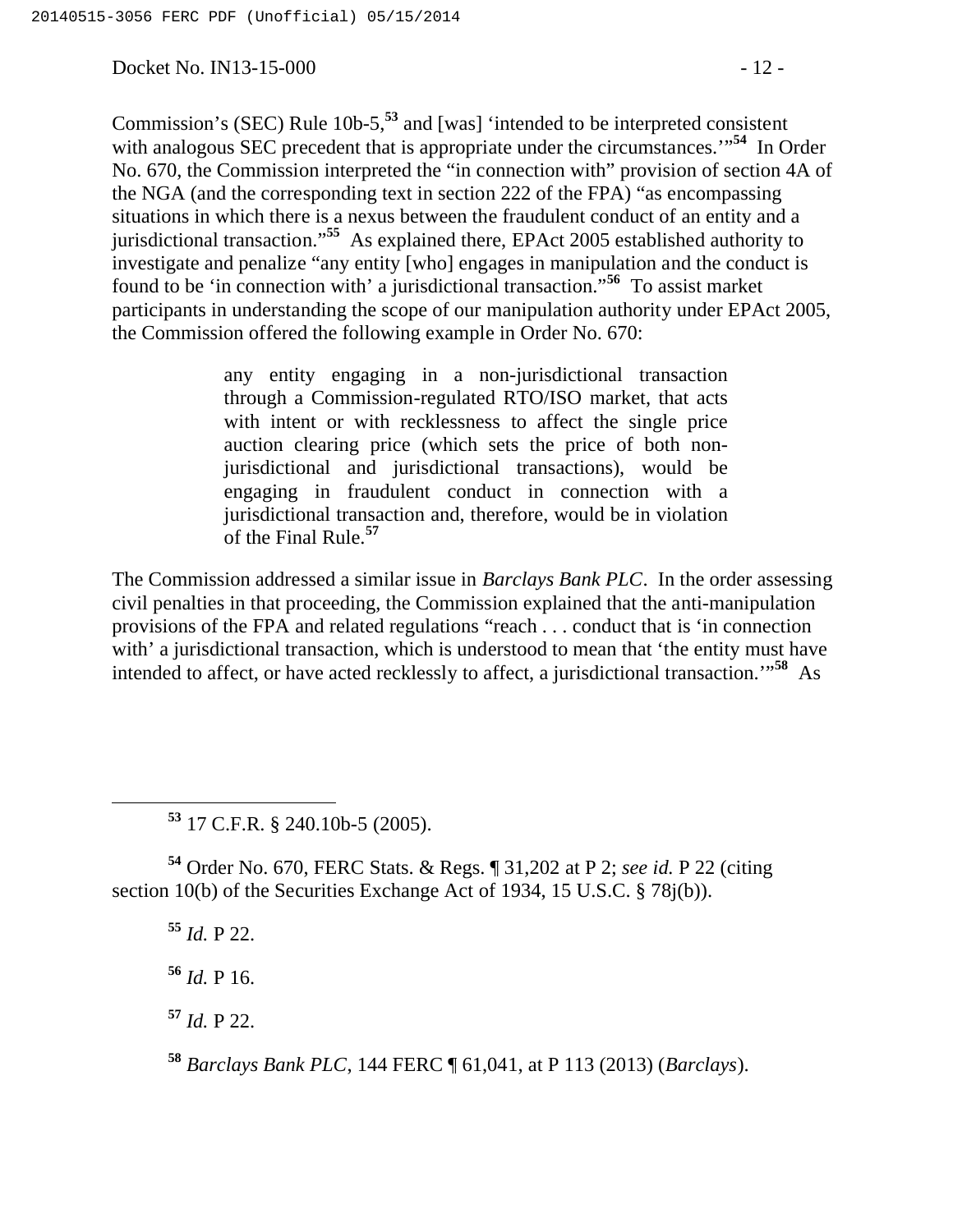Commission's (SEC) Rule 10b-5,[53] and [was] 'intended to be interpreted consistent with analogous SEC precedent that is appropriate under the circumstances.'"[54] In Order No. 670, the Commission interpreted the "in connection with" provision of section 4A of the NGA (and the corresponding text in section 222 of the FPA) "as encompassing situations in which there is a nexus between the fraudulent conduct of an entity and a jurisdictional transaction."[55] As explained there, EPAct 2005 established authority to investigate and penalize "any entity [who] engages in manipulation and the conduct is found to be 'in connection with' a jurisdictional transaction."[56] To assist market participants in understanding the scope of our manipulation authority under EPAct 2005, the Commission offered the following example in Order No. 670:

> any entity engaging in a non-jurisdictional transaction through a Commission-regulated RTO/ISO market, that acts with intent or with recklessness to affect the single price auction clearing price (which sets the price of both non-jurisdictional and jurisdictional transactions), would be engaging in fraudulent conduct in connection with a jurisdictional transaction and, therefore, would be in violation of the Final Rule.[57]

The Commission addressed a similar issue in *Barclays Bank PLC*. In the order assessing civil penalties in that proceeding, the Commission explained that the anti-manipulation provisions of the FPA and related regulations "reach . . . conduct that is 'in connection with' a jurisdictional transaction, which is understood to mean that 'the entity must have intended to affect, or have acted recklessly to affect, a jurisdictional transaction.'"[58] As

---

[53] 17 C.F.R. § 240.10b-5 (2005).

[54] Order No. 670, FERC Stats. & Regs. ¶ 31,202 at P 2; *see id.* P 22 (citing section 10(b) of the Securities Exchange Act of 1934, 15 U.S.C. § 78j(b)).

[55] *Id.* P 22.

[56] *Id.* P 16.

[57] *Id.* P 22.

[58] *Barclays Bank PLC*, 144 FERC ¶ 61,041, at P 113 (2013) (*Barclays*).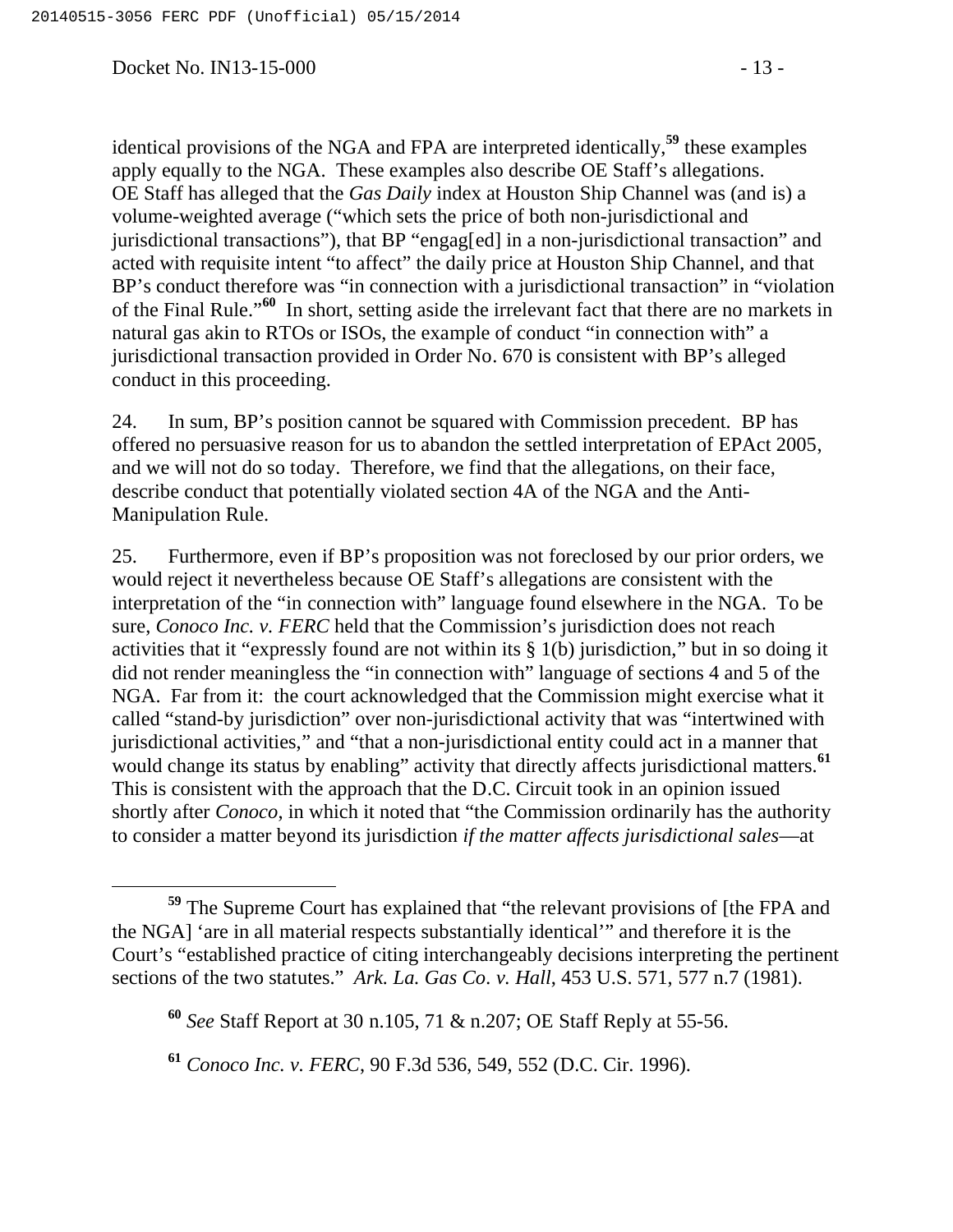identical provisions of the NGA and FPA are interpreted identically,[59] these examples apply equally to the NGA. These examples also describe OE Staff's allegations. OE Staff has alleged that the *Gas Daily* index at Houston Ship Channel was (and is) a volume-weighted average ("which sets the price of both non-jurisdictional and jurisdictional transactions"), that BP "engag[ed] in a non-jurisdictional transaction" and acted with requisite intent "to affect" the daily price at Houston Ship Channel, and that BP's conduct therefore was "in connection with a jurisdictional transaction" in "violation of the Final Rule."[60] In short, setting aside the irrelevant fact that there are no markets in natural gas akin to RTOs or ISOs, the example of conduct "in connection with" a jurisdictional transaction provided in Order No. 670 is consistent with BP's alleged conduct in this proceeding.

24. In sum, BP's position cannot be squared with Commission precedent. BP has offered no persuasive reason for us to abandon the settled interpretation of EPAct 2005, and we will not do so today. Therefore, we find that the allegations, on their face, describe conduct that potentially violated section 4A of the NGA and the Anti-Manipulation Rule.

25. Furthermore, even if BP's proposition was not foreclosed by our prior orders, we would reject it nevertheless because OE Staff's allegations are consistent with the interpretation of the "in connection with" language found elsewhere in the NGA. To be sure, *Conoco Inc. v. FERC* held that the Commission's jurisdiction does not reach activities that it "expressly found are not within its § 1(b) jurisdiction," but in so doing it did not render meaningless the "in connection with" language of sections 4 and 5 of the NGA. Far from it: the court acknowledged that the Commission might exercise what it called "stand-by jurisdiction" over non-jurisdictional activity that was "intertwined with jurisdictional activities," and "that a non-jurisdictional entity could act in a manner that would change its status by enabling" activity that directly affects jurisdictional matters.[61] This is consistent with the approach that the D.C. Circuit took in an opinion issued shortly after *Conoco*, in which it noted that "the Commission ordinarily has the authority to consider a matter beyond its jurisdiction *if the matter affects jurisdictional sales*—at

---

[59] The Supreme Court has explained that "the relevant provisions of [the FPA and the NGA] 'are in all material respects substantially identical'" and therefore it is the Court's "established practice of citing interchangeably decisions interpreting the pertinent sections of the two statutes." *Ark. La. Gas Co. v. Hall*, 453 U.S. 571, 577 n.7 (1981).

[60] *See* Staff Report at 30 n.105, 71 & n.207; OE Staff Reply at 55-56.

[61] *Conoco Inc. v. FERC*, 90 F.3d 536, 549, 552 (D.C. Cir. 1996).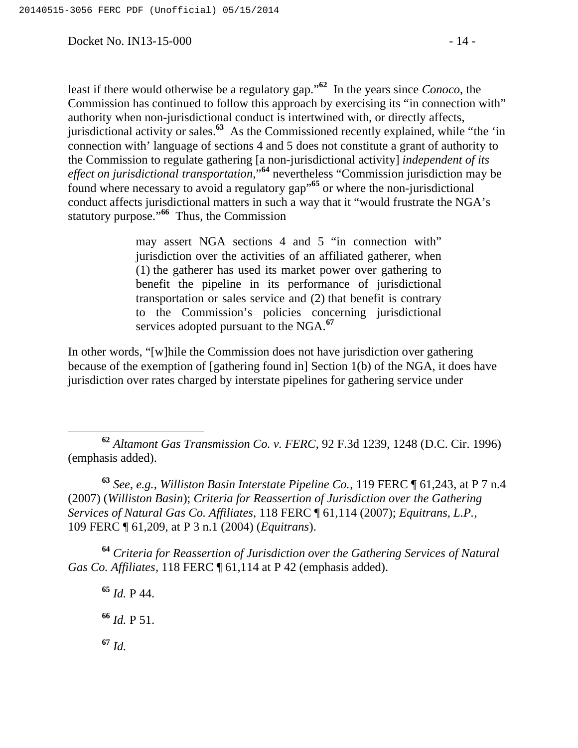least if there would otherwise be a regulatory gap."[62] In the years since *Conoco*, the Commission has continued to follow this approach by exercising its "in connection with" authority when non-jurisdictional conduct is intertwined with, or directly affects, jurisdictional activity or sales.[63] As the Commissioned recently explained, while "the 'in connection with' language of sections 4 and 5 does not constitute a grant of authority to the Commission to regulate gathering [a non-jurisdictional activity] *independent of its effect on jurisdictional transportation*,"[64] nevertheless "Commission jurisdiction may be found where necessary to avoid a regulatory gap"[65] or where the non-jurisdictional conduct affects jurisdictional matters in such a way that it "would frustrate the NGA's statutory purpose."[66] Thus, the Commission

> may assert NGA sections 4 and 5 "in connection with" jurisdiction over the activities of an affiliated gatherer, when (1) the gatherer has used its market power over gathering to benefit the pipeline in its performance of jurisdictional transportation or sales service and (2) that benefit is contrary to the Commission's policies concerning jurisdictional services adopted pursuant to the NGA.[67]

In other words, "[w]hile the Commission does not have jurisdiction over gathering because of the exemption of [gathering found in] Section 1(b) of the NGA, it does have jurisdiction over rates charged by interstate pipelines for gathering service under

---

[62] *Altamont Gas Transmission Co. v. FERC*, 92 F.3d 1239, 1248 (D.C. Cir. 1996) (emphasis added).

[63] *See, e.g.*, *Williston Basin Interstate Pipeline Co.*, 119 FERC ¶ 61,243, at P 7 n.4 (2007) (*Williston Basin*); *Criteria for Reassertion of Jurisdiction over the Gathering Services of Natural Gas Co. Affiliates*, 118 FERC ¶ 61,114 (2007); *Equitrans, L.P.*, 109 FERC ¶ 61,209, at P 3 n.1 (2004) (*Equitrans*).

[64] *Criteria for Reassertion of Jurisdiction over the Gathering Services of Natural Gas Co. Affiliates*, 118 FERC ¶ 61,114 at P 42 (emphasis added).

[65] *Id.* P 44.

[66] *Id.* P 51.

[67] *Id.*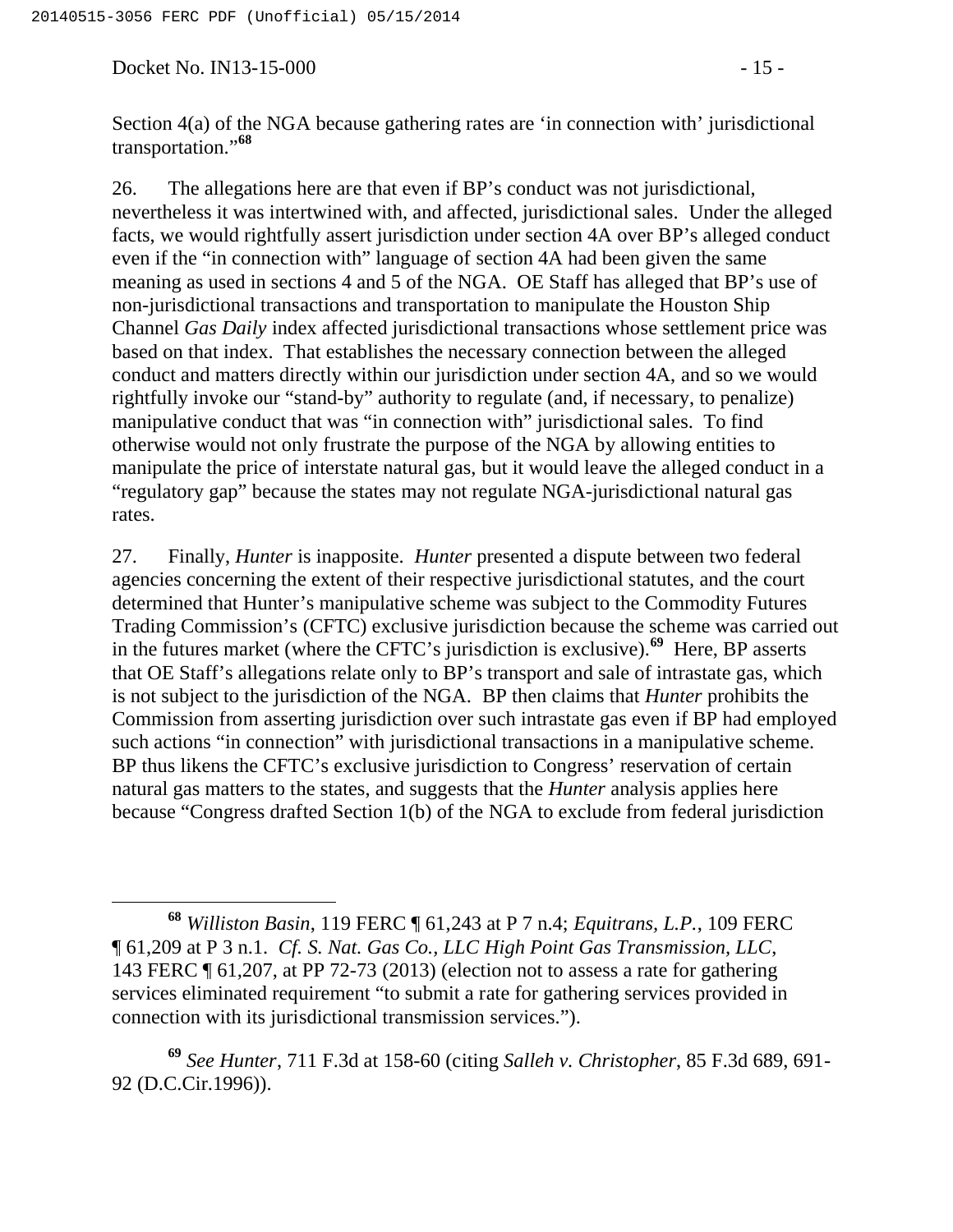Section 4(a) of the NGA because gathering rates are 'in connection with' jurisdictional transportation."[68]

26. The allegations here are that even if BP's conduct was not jurisdictional, nevertheless it was intertwined with, and affected, jurisdictional sales. Under the alleged facts, we would rightfully assert jurisdiction under section 4A over BP's alleged conduct even if the "in connection with" language of section 4A had been given the same meaning as used in sections 4 and 5 of the NGA. OE Staff has alleged that BP's use of non-jurisdictional transactions and transportation to manipulate the Houston Ship Channel *Gas Daily* index affected jurisdictional transactions whose settlement price was based on that index. That establishes the necessary connection between the alleged conduct and matters directly within our jurisdiction under section 4A, and so we would rightfully invoke our "stand-by" authority to regulate (and, if necessary, to penalize) manipulative conduct that was "in connection with" jurisdictional sales. To find otherwise would not only frustrate the purpose of the NGA by allowing entities to manipulate the price of interstate natural gas, but it would leave the alleged conduct in a "regulatory gap" because the states may not regulate NGA-jurisdictional natural gas rates.

27. Finally, *Hunter* is inapposite. *Hunter* presented a dispute between two federal agencies concerning the extent of their respective jurisdictional statutes, and the court determined that Hunter's manipulative scheme was subject to the Commodity Futures Trading Commission's (CFTC) exclusive jurisdiction because the scheme was carried out in the futures market (where the CFTC's jurisdiction is exclusive).[69] Here, BP asserts that OE Staff's allegations relate only to BP's transport and sale of intrastate gas, which is not subject to the jurisdiction of the NGA. BP then claims that *Hunter* prohibits the Commission from asserting jurisdiction over such intrastate gas even if BP had employed such actions "in connection" with jurisdictional transactions in a manipulative scheme. BP thus likens the CFTC's exclusive jurisdiction to Congress' reservation of certain natural gas matters to the states, and suggests that the *Hunter* analysis applies here because "Congress drafted Section 1(b) of the NGA to exclude from federal jurisdiction

---

[68] *Williston Basin*, 119 FERC ¶ 61,243 at P 7 n.4; *Equitrans, L.P.*, 109 FERC ¶ 61,209 at P 3 n.1. *Cf. S. Nat. Gas Co., LLC High Point Gas Transmission, LLC*, 143 FERC ¶ 61,207, at PP 72-73 (2013) (election not to assess a rate for gathering services eliminated requirement "to submit a rate for gathering services provided in connection with its jurisdictional transmission services.").

[69] *See Hunter*, 711 F.3d at 158-60 (citing *Salleh v. Christopher*, 85 F.3d 689, 691-92 (D.C.Cir.1996)).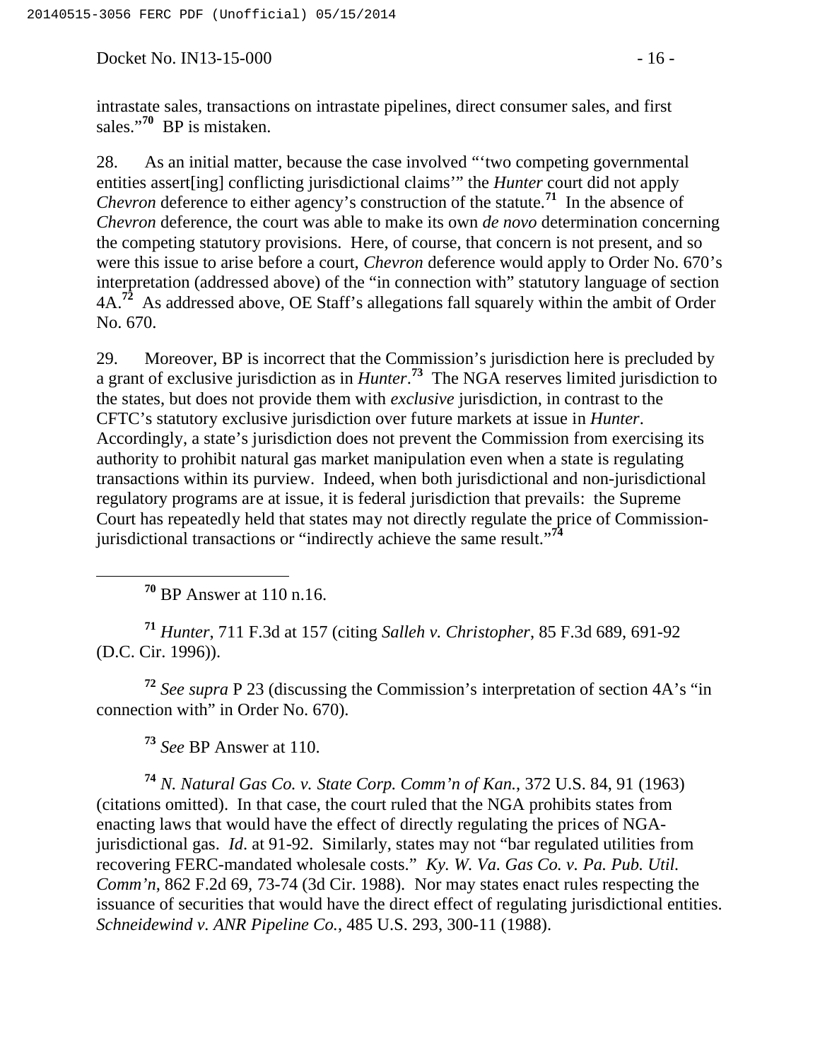intrastate sales, transactions on intrastate pipelines, direct consumer sales, and first sales."[70] BP is mistaken.

28. As an initial matter, because the case involved "'two competing governmental entities assert[ing] conflicting jurisdictional claims'" the *Hunter* court did not apply *Chevron* deference to either agency's construction of the statute.[71] In the absence of *Chevron* deference, the court was able to make its own *de novo* determination concerning the competing statutory provisions. Here, of course, that concern is not present, and so were this issue to arise before a court, *Chevron* deference would apply to Order No. 670's interpretation (addressed above) of the "in connection with" statutory language of section 4A.[72] As addressed above, OE Staff's allegations fall squarely within the ambit of Order No. 670.

29. Moreover, BP is incorrect that the Commission's jurisdiction here is precluded by a grant of exclusive jurisdiction as in *Hunter*.[73] The NGA reserves limited jurisdiction to the states, but does not provide them with *exclusive* jurisdiction, in contrast to the CFTC's statutory exclusive jurisdiction over future markets at issue in *Hunter*. Accordingly, a state's jurisdiction does not prevent the Commission from exercising its authority to prohibit natural gas market manipulation even when a state is regulating transactions within its purview. Indeed, when both jurisdictional and non-jurisdictional regulatory programs are at issue, it is federal jurisdiction that prevails: the Supreme Court has repeatedly held that states may not directly regulate the price of Commission-jurisdictional transactions or "indirectly achieve the same result."[74]

---

[70] BP Answer at 110 n.16.

[71] *Hunter*, 711 F.3d at 157 (citing *Salleh v. Christopher*, 85 F.3d 689, 691-92 (D.C. Cir. 1996)).

[72] *See supra* P 23 (discussing the Commission's interpretation of section 4A's "in connection with" in Order No. 670).

[73] *See* BP Answer at 110.

[74] *N. Natural Gas Co. v. State Corp. Comm'n of Kan.*, 372 U.S. 84, 91 (1963) (citations omitted). In that case, the court ruled that the NGA prohibits states from enacting laws that would have the effect of directly regulating the prices of NGA-jurisdictional gas. *Id*. at 91-92. Similarly, states may not "bar regulated utilities from recovering FERC-mandated wholesale costs." *Ky. W. Va. Gas Co. v. Pa. Pub. Util. Comm'n*, 862 F.2d 69, 73-74 (3d Cir. 1988). Nor may states enact rules respecting the issuance of securities that would have the direct effect of regulating jurisdictional entities. *Schneidewind v. ANR Pipeline Co.*, 485 U.S. 293, 300-11 (1988).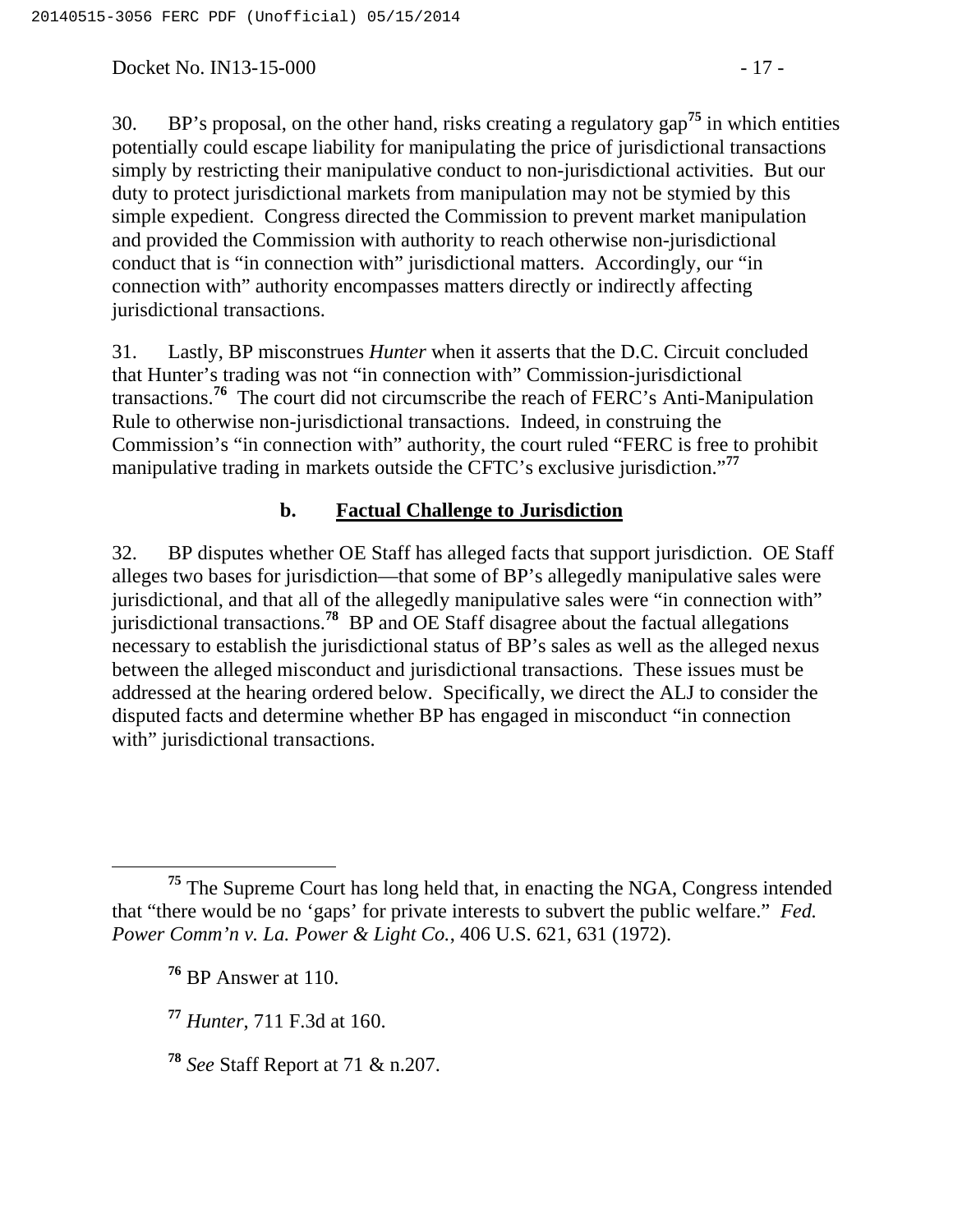30. BP's proposal, on the other hand, risks creating a regulatory gap[75] in which entities potentially could escape liability for manipulating the price of jurisdictional transactions simply by restricting their manipulative conduct to non-jurisdictional activities. But our duty to protect jurisdictional markets from manipulation may not be stymied by this simple expedient. Congress directed the Commission to prevent market manipulation and provided the Commission with authority to reach otherwise non-jurisdictional conduct that is "in connection with" jurisdictional matters. Accordingly, our "in connection with" authority encompasses matters directly or indirectly affecting jurisdictional transactions.

31. Lastly, BP misconstrues *Hunter* when it asserts that the D.C. Circuit concluded that Hunter's trading was not "in connection with" Commission-jurisdictional transactions.[76] The court did not circumscribe the reach of FERC's Anti-Manipulation Rule to otherwise non-jurisdictional transactions. Indeed, in construing the Commission's "in connection with" authority, the court ruled "FERC is free to prohibit manipulative trading in markets outside the CFTC's exclusive jurisdiction."[77]

#### b. Factual Challenge to Jurisdiction

32. BP disputes whether OE Staff has alleged facts that support jurisdiction. OE Staff alleges two bases for jurisdiction—that some of BP's allegedly manipulative sales were jurisdictional, and that all of the allegedly manipulative sales were "in connection with" jurisdictional transactions.[78] BP and OE Staff disagree about the factual allegations necessary to establish the jurisdictional status of BP's sales as well as the alleged nexus between the alleged misconduct and jurisdictional transactions. These issues must be addressed at the hearing ordered below. Specifically, we direct the ALJ to consider the disputed facts and determine whether BP has engaged in misconduct "in connection with" jurisdictional transactions.

---

[75] The Supreme Court has long held that, in enacting the NGA, Congress intended that "there would be no 'gaps' for private interests to subvert the public welfare." *Fed. Power Comm'n v. La. Power & Light Co.*, 406 U.S. 621, 631 (1972).

[76] BP Answer at 110.

[77] *Hunter*, 711 F.3d at 160.

[78] *See* Staff Report at 71 & n.207.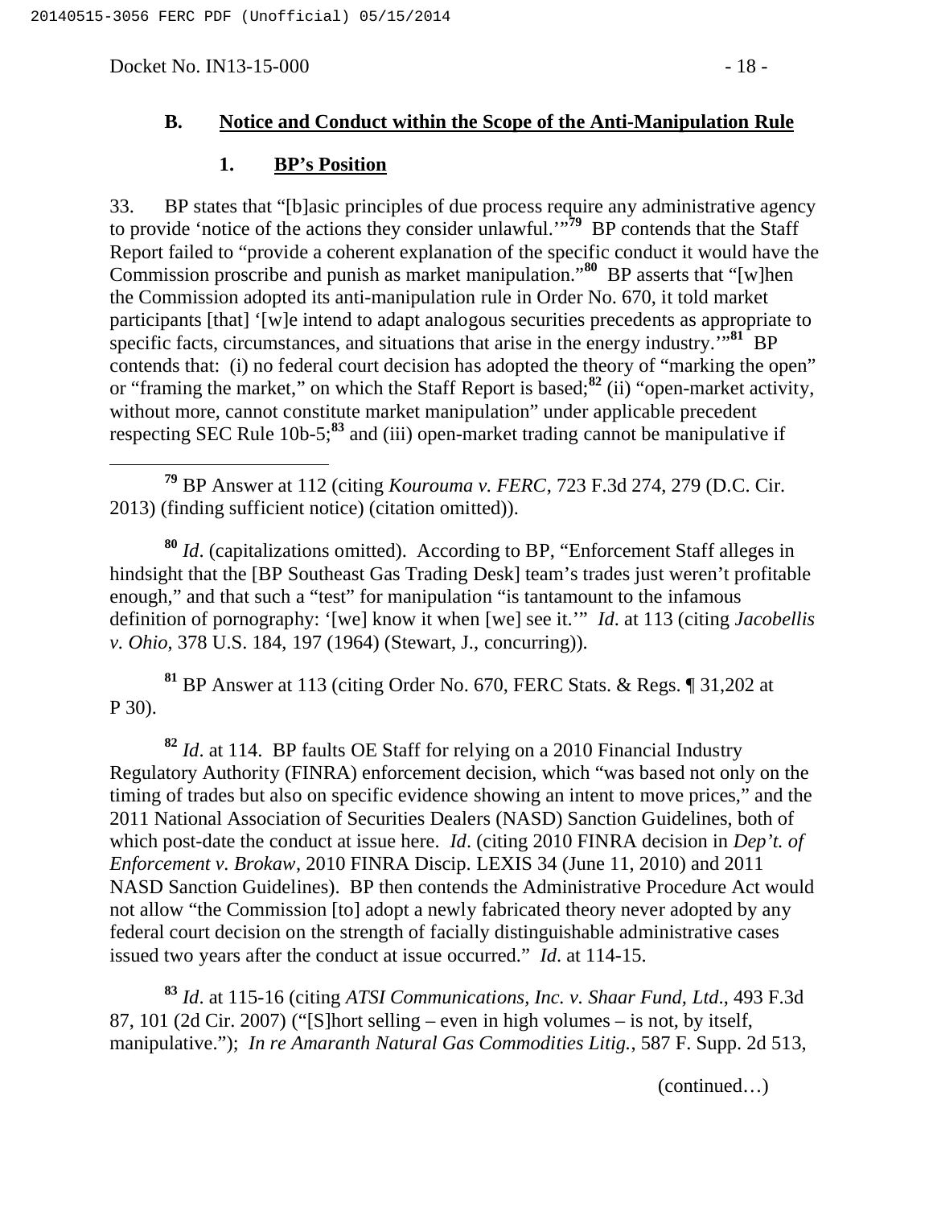### B. Notice and Conduct within the Scope of the Anti-Manipulation Rule

#### 1. BP's Position

33. BP states that "[b]asic principles of due process require any administrative agency to provide 'notice of the actions they consider unlawful.'"[79] BP contends that the Staff Report failed to "provide a coherent explanation of the specific conduct it would have the Commission proscribe and punish as market manipulation."[80] BP asserts that "[w]hen the Commission adopted its anti-manipulation rule in Order No. 670, it told market participants [that] '[w]e intend to adapt analogous securities precedents as appropriate to specific facts, circumstances, and situations that arise in the energy industry.'"[81] BP contends that: (i) no federal court decision has adopted the theory of "marking the open" or "framing the market," on which the Staff Report is based;[82] (ii) "open-market activity, without more, cannot constitute market manipulation" under applicable precedent respecting SEC Rule 10b-5;[83] and (iii) open-market trading cannot be manipulative if

---

[79] BP Answer at 112 (citing *Kourouma v. FERC*, 723 F.3d 274, 279 (D.C. Cir. 2013) (finding sufficient notice) (citation omitted)).

[80] *Id*. (capitalizations omitted). According to BP, "Enforcement Staff alleges in hindsight that the [BP Southeast Gas Trading Desk] team's trades just weren't profitable enough," and that such a "test" for manipulation "is tantamount to the infamous definition of pornography: '[we] know it when [we] see it.'" *Id*. at 113 (citing *Jacobellis v. Ohio*, 378 U.S. 184, 197 (1964) (Stewart, J., concurring)).

[81] BP Answer at 113 (citing Order No. 670, FERC Stats. & Regs. ¶ 31,202 at P 30).

[82] *Id*. at 114. BP faults OE Staff for relying on a 2010 Financial Industry Regulatory Authority (FINRA) enforcement decision, which "was based not only on the timing of trades but also on specific evidence showing an intent to move prices," and the 2011 National Association of Securities Dealers (NASD) Sanction Guidelines, both of which post-date the conduct at issue here. *Id*. (citing 2010 FINRA decision in *Dep't. of Enforcement v. Brokaw*, 2010 FINRA Discip. LEXIS 34 (June 11, 2010) and 2011 NASD Sanction Guidelines). BP then contends the Administrative Procedure Act would not allow "the Commission [to] adopt a newly fabricated theory never adopted by any federal court decision on the strength of facially distinguishable administrative cases issued two years after the conduct at issue occurred." *Id*. at 114-15.

[83] *Id*. at 115-16 (citing *ATSI Communications, Inc. v. Shaar Fund, Ltd*., 493 F.3d 87, 101 (2d Cir. 2007) ("[S]hort selling – even in high volumes – is not, by itself, manipulative."); *In re Amaranth Natural Gas Commodities Litig.*, 587 F. Supp. 2d 513,

(continued…)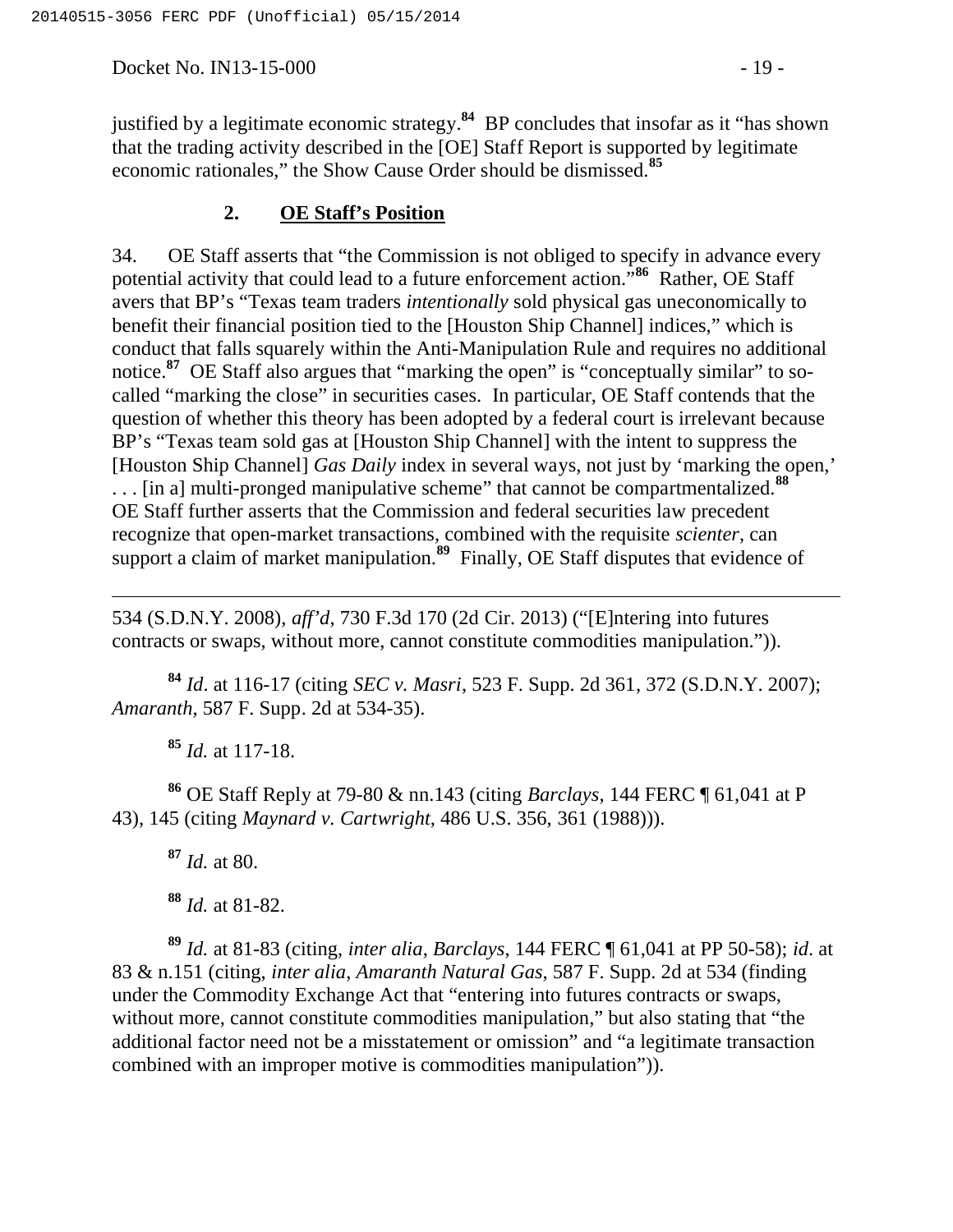justified by a legitimate economic strategy.[84] BP concludes that insofar as it "has shown that the trading activity described in the [OE] Staff Report is supported by legitimate economic rationales," the Show Cause Order should be dismissed.[85]

### 2. **OE Staff's Position**

34. OE Staff asserts that "the Commission is not obliged to specify in advance every potential activity that could lead to a future enforcement action."[86] Rather, OE Staff avers that BP's "Texas team traders *intentionally* sold physical gas uneconomically to benefit their financial position tied to the [Houston Ship Channel] indices," which is conduct that falls squarely within the Anti-Manipulation Rule and requires no additional notice.[87] OE Staff also argues that "marking the open" is "conceptually similar" to so-called "marking the close" in securities cases. In particular, OE Staff contends that the question of whether this theory has been adopted by a federal court is irrelevant because BP's "Texas team sold gas at [Houston Ship Channel] with the intent to suppress the [Houston Ship Channel] *Gas Daily* index in several ways, not just by 'marking the open,' . . . [in a] multi-pronged manipulative scheme" that cannot be compartmentalized.[88] OE Staff further asserts that the Commission and federal securities law precedent recognize that open-market transactions, combined with the requisite *scienter*, can support a claim of market manipulation.[89] Finally, OE Staff disputes that evidence of

---

534 (S.D.N.Y. 2008), *aff'd*, 730 F.3d 170 (2d Cir. 2013) ("[E]ntering into futures contracts or swaps, without more, cannot constitute commodities manipulation.")).

[84] *Id*. at 116-17 (citing *SEC v. Masri*, 523 F. Supp. 2d 361, 372 (S.D.N.Y. 2007); *Amaranth*, 587 F. Supp. 2d at 534-35).

[85] *Id.* at 117-18.

[86] OE Staff Reply at 79-80 & nn.143 (citing *Barclays*, 144 FERC ¶ 61,041 at P 43), 145 (citing *Maynard v. Cartwright*, 486 U.S. 356, 361 (1988))).

[87] *Id.* at 80.

[88] *Id.* at 81-82.

[89] *Id.* at 81-83 (citing, *inter alia*, *Barclays*, 144 FERC ¶ 61,041 at PP 50-58); *id*. at 83 & n.151 (citing, *inter alia*, *Amaranth Natural Gas*, 587 F. Supp. 2d at 534 (finding under the Commodity Exchange Act that "entering into futures contracts or swaps, without more, cannot constitute commodities manipulation," but also stating that "the additional factor need not be a misstatement or omission" and "a legitimate transaction combined with an improper motive is commodities manipulation")).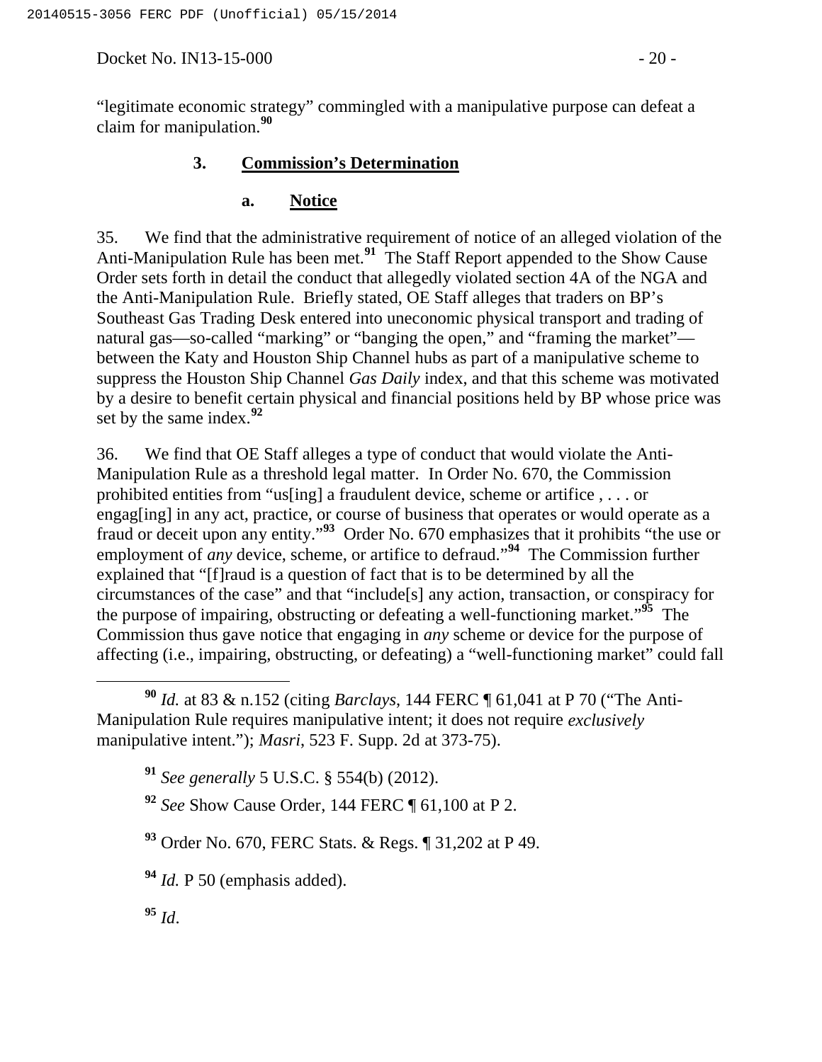"legitimate economic strategy" commingled with a manipulative purpose can defeat a claim for manipulation.[90]

### 3. Commission's Determination

#### a. Notice

35. We find that the administrative requirement of notice of an alleged violation of the Anti-Manipulation Rule has been met.[91] The Staff Report appended to the Show Cause Order sets forth in detail the conduct that allegedly violated section 4A of the NGA and the Anti-Manipulation Rule. Briefly stated, OE Staff alleges that traders on BP's Southeast Gas Trading Desk entered into uneconomic physical transport and trading of natural gas—so-called "marking" or "banging the open," and "framing the market"—between the Katy and Houston Ship Channel hubs as part of a manipulative scheme to suppress the Houston Ship Channel *Gas Daily* index, and that this scheme was motivated by a desire to benefit certain physical and financial positions held by BP whose price was set by the same index.[92]

36. We find that OE Staff alleges a type of conduct that would violate the Anti-Manipulation Rule as a threshold legal matter. In Order No. 670, the Commission prohibited entities from "us[ing] a fraudulent device, scheme or artifice , . . . or engag[ing] in any act, practice, or course of business that operates or would operate as a fraud or deceit upon any entity."[93] Order No. 670 emphasizes that it prohibits "the use or employment of *any* device, scheme, or artifice to defraud."[94] The Commission further explained that "[f]raud is a question of fact that is to be determined by all the circumstances of the case" and that "include[s] any action, transaction, or conspiracy for the purpose of impairing, obstructing or defeating a well-functioning market."[95] The Commission thus gave notice that engaging in *any* scheme or device for the purpose of affecting (i.e., impairing, obstructing, or defeating) a "well-functioning market" could fall

---

[90] *Id.* at 83 & n.152 (citing *Barclays*, 144 FERC ¶ 61,041 at P 70 ("The Anti-Manipulation Rule requires manipulative intent; it does not require *exclusively* manipulative intent."); *Masri*, 523 F. Supp. 2d at 373-75).

[91] *See generally* 5 U.S.C. § 554(b) (2012).

[92] *See* Show Cause Order, 144 FERC ¶ 61,100 at P 2.

[93] Order No. 670, FERC Stats. & Regs. ¶ 31,202 at P 49.

[94] *Id.* P 50 (emphasis added).

[95] *Id*.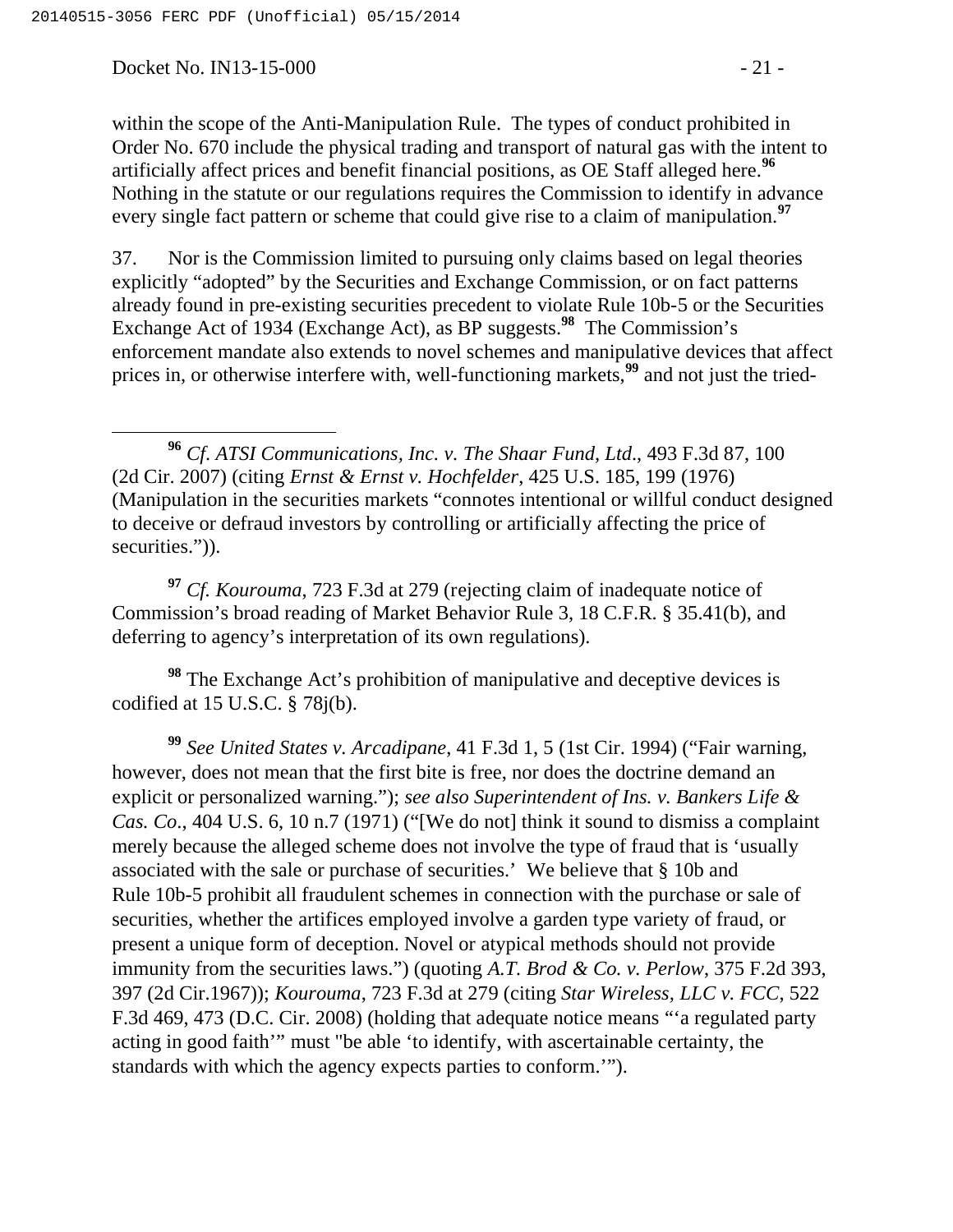within the scope of the Anti-Manipulation Rule. The types of conduct prohibited in Order No. 670 include the physical trading and transport of natural gas with the intent to artificially affect prices and benefit financial positions, as OE Staff alleged here.[96] Nothing in the statute or our regulations requires the Commission to identify in advance every single fact pattern or scheme that could give rise to a claim of manipulation.[97]

37. Nor is the Commission limited to pursuing only claims based on legal theories explicitly "adopted" by the Securities and Exchange Commission, or on fact patterns already found in pre-existing securities precedent to violate Rule 10b-5 or the Securities Exchange Act of 1934 (Exchange Act), as BP suggests.[98] The Commission's enforcement mandate also extends to novel schemes and manipulative devices that affect prices in, or otherwise interfere with, well-functioning markets,[99] and not just the tried-

---

[96] *Cf. ATSI Communications, Inc. v. The Shaar Fund, Ltd*., 493 F.3d 87, 100 (2d Cir. 2007) (citing *Ernst & Ernst v. Hochfelder*, 425 U.S. 185, 199 (1976) (Manipulation in the securities markets "connotes intentional or willful conduct designed to deceive or defraud investors by controlling or artificially affecting the price of securities.")).

[97] *Cf. Kourouma*, 723 F.3d at 279 (rejecting claim of inadequate notice of Commission's broad reading of Market Behavior Rule 3, 18 C.F.R. § 35.41(b), and deferring to agency's interpretation of its own regulations).

[98] The Exchange Act's prohibition of manipulative and deceptive devices is codified at 15 U.S.C. § 78j(b).

[99] *See United States v. Arcadipane*, 41 F.3d 1, 5 (1st Cir. 1994) ("Fair warning, however, does not mean that the first bite is free, nor does the doctrine demand an explicit or personalized warning."); *see also Superintendent of Ins. v. Bankers Life & Cas. Co*., 404 U.S. 6, 10 n.7 (1971) ("[We do not] think it sound to dismiss a complaint merely because the alleged scheme does not involve the type of fraud that is 'usually associated with the sale or purchase of securities.' We believe that § 10b and Rule 10b-5 prohibit all fraudulent schemes in connection with the purchase or sale of securities, whether the artifices employed involve a garden type variety of fraud, or present a unique form of deception. Novel or atypical methods should not provide immunity from the securities laws.") (quoting *A.T. Brod & Co. v. Perlow*, 375 F.2d 393, 397 (2d Cir.1967)); *Kourouma*, 723 F.3d at 279 (citing *Star Wireless, LLC v. FCC*, 522 F.3d 469, 473 (D.C. Cir. 2008) (holding that adequate notice means "'a regulated party acting in good faith'" must "be able 'to identify, with ascertainable certainty, the standards with which the agency expects parties to conform.'").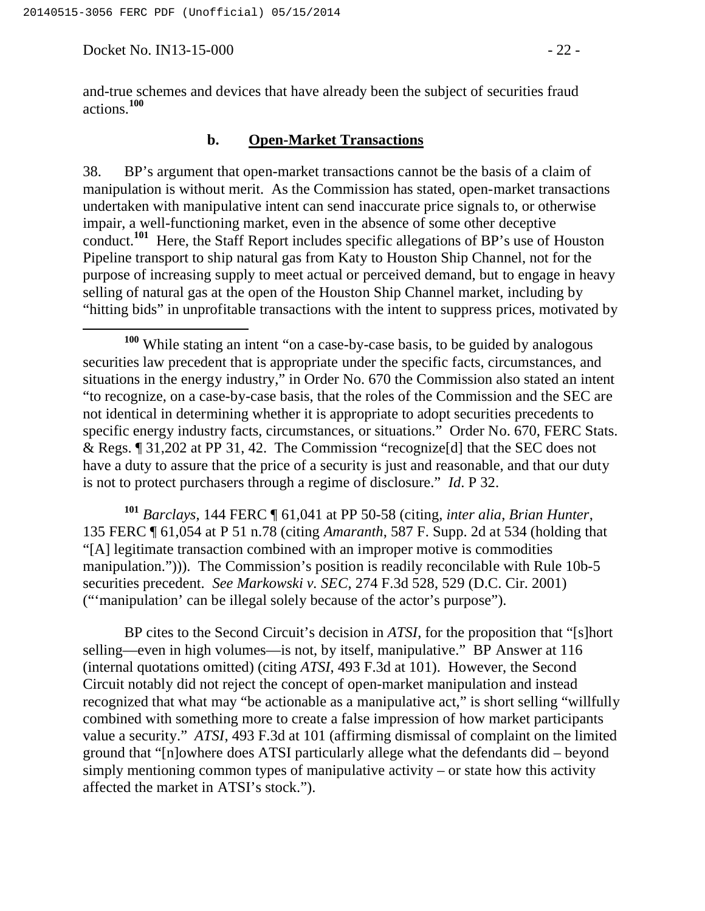and-true schemes and devices that have already been the subject of securities fraud actions.[100]

### b. Open-Market Transactions

38. BP's argument that open-market transactions cannot be the basis of a claim of manipulation is without merit. As the Commission has stated, open-market transactions undertaken with manipulative intent can send inaccurate price signals to, or otherwise impair, a well-functioning market, even in the absence of some other deceptive conduct.[101] Here, the Staff Report includes specific allegations of BP's use of Houston Pipeline transport to ship natural gas from Katy to Houston Ship Channel, not for the purpose of increasing supply to meet actual or perceived demand, but to engage in heavy selling of natural gas at the open of the Houston Ship Channel market, including by "hitting bids" in unprofitable transactions with the intent to suppress prices, motivated by

---

[100] While stating an intent "on a case-by-case basis, to be guided by analogous securities law precedent that is appropriate under the specific facts, circumstances, and situations in the energy industry," in Order No. 670 the Commission also stated an intent "to recognize, on a case-by-case basis, that the roles of the Commission and the SEC are not identical in determining whether it is appropriate to adopt securities precedents to specific energy industry facts, circumstances, or situations." Order No. 670, FERC Stats. & Regs. ¶ 31,202 at PP 31, 42. The Commission "recognize[d] that the SEC does not have a duty to assure that the price of a security is just and reasonable, and that our duty is not to protect purchasers through a regime of disclosure." *Id*. P 32.

[101] *Barclays*, 144 FERC ¶ 61,041 at PP 50-58 (citing, *inter alia*, *Brian Hunter*, 135 FERC ¶ 61,054 at P 51 n.78 (citing *Amaranth*, 587 F. Supp. 2d at 534 (holding that "[A] legitimate transaction combined with an improper motive is commodities manipulation."))). The Commission's position is readily reconcilable with Rule 10b-5 securities precedent. *See Markowski v. SEC*, 274 F.3d 528, 529 (D.C. Cir. 2001) ("'manipulation' can be illegal solely because of the actor's purpose").

BP cites to the Second Circuit's decision in *ATSI*, for the proposition that "[s]hort selling—even in high volumes—is not, by itself, manipulative." BP Answer at 116 (internal quotations omitted) (citing *ATSI*, 493 F.3d at 101). However, the Second Circuit notably did not reject the concept of open-market manipulation and instead recognized that what may "be actionable as a manipulative act," is short selling "willfully combined with something more to create a false impression of how market participants value a security." *ATSI*, 493 F.3d at 101 (affirming dismissal of complaint on the limited ground that "[n]owhere does ATSI particularly allege what the defendants did – beyond simply mentioning common types of manipulative activity – or state how this activity affected the market in ATSI's stock.").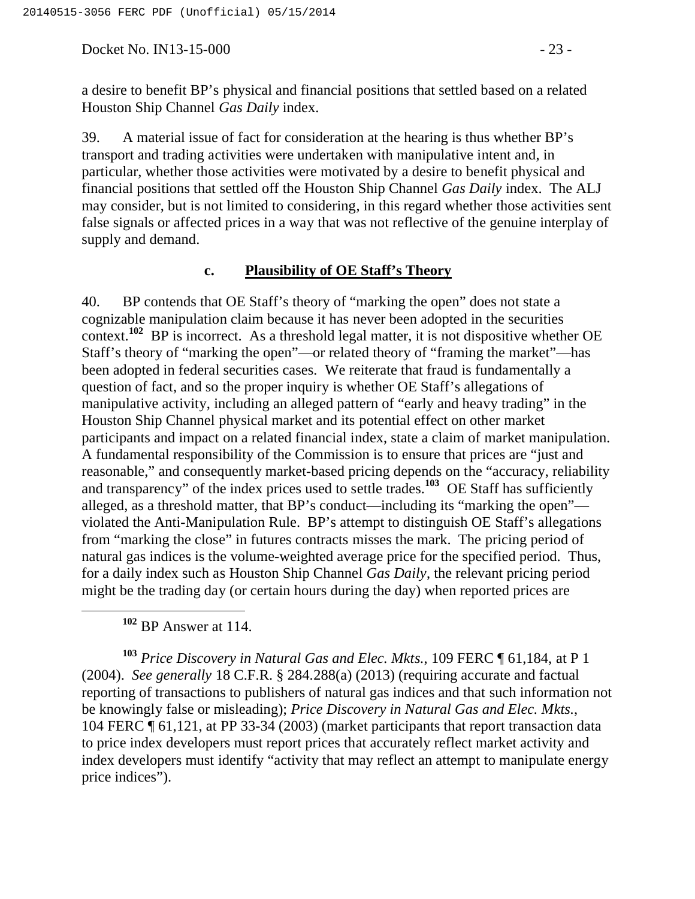a desire to benefit BP's physical and financial positions that settled based on a related Houston Ship Channel *Gas Daily* index.

39. A material issue of fact for consideration at the hearing is thus whether BP's transport and trading activities were undertaken with manipulative intent and, in particular, whether those activities were motivated by a desire to benefit physical and financial positions that settled off the Houston Ship Channel *Gas Daily* index. The ALJ may consider, but is not limited to considering, in this regard whether those activities sent false signals or affected prices in a way that was not reflective of the genuine interplay of supply and demand.

### c. Plausibility of OE Staff's Theory

40. BP contends that OE Staff's theory of "marking the open" does not state a cognizable manipulation claim because it has never been adopted in the securities context.[102] BP is incorrect. As a threshold legal matter, it is not dispositive whether OE Staff's theory of "marking the open"—or related theory of "framing the market"—has been adopted in federal securities cases. We reiterate that fraud is fundamentally a question of fact, and so the proper inquiry is whether OE Staff's allegations of manipulative activity, including an alleged pattern of "early and heavy trading" in the Houston Ship Channel physical market and its potential effect on other market participants and impact on a related financial index, state a claim of market manipulation. A fundamental responsibility of the Commission is to ensure that prices are "just and reasonable," and consequently market-based pricing depends on the "accuracy, reliability and transparency" of the index prices used to settle trades.[103] OE Staff has sufficiently alleged, as a threshold matter, that BP's conduct—including its "marking the open"—violated the Anti-Manipulation Rule. BP's attempt to distinguish OE Staff's allegations from "marking the close" in futures contracts misses the mark. The pricing period of natural gas indices is the volume-weighted average price for the specified period. Thus, for a daily index such as Houston Ship Channel *Gas Daily*, the relevant pricing period might be the trading day (or certain hours during the day) when reported prices are

---

[102] BP Answer at 114.

[103] *Price Discovery in Natural Gas and Elec. Mkts.*, 109 FERC ¶ 61,184, at P 1 (2004). *See generally* 18 C.F.R. § 284.288(a) (2013) (requiring accurate and factual reporting of transactions to publishers of natural gas indices and that such information not be knowingly false or misleading); *Price Discovery in Natural Gas and Elec. Mkts.*, 104 FERC ¶ 61,121, at PP 33-34 (2003) (market participants that report transaction data to price index developers must report prices that accurately reflect market activity and index developers must identify "activity that may reflect an attempt to manipulate energy price indices").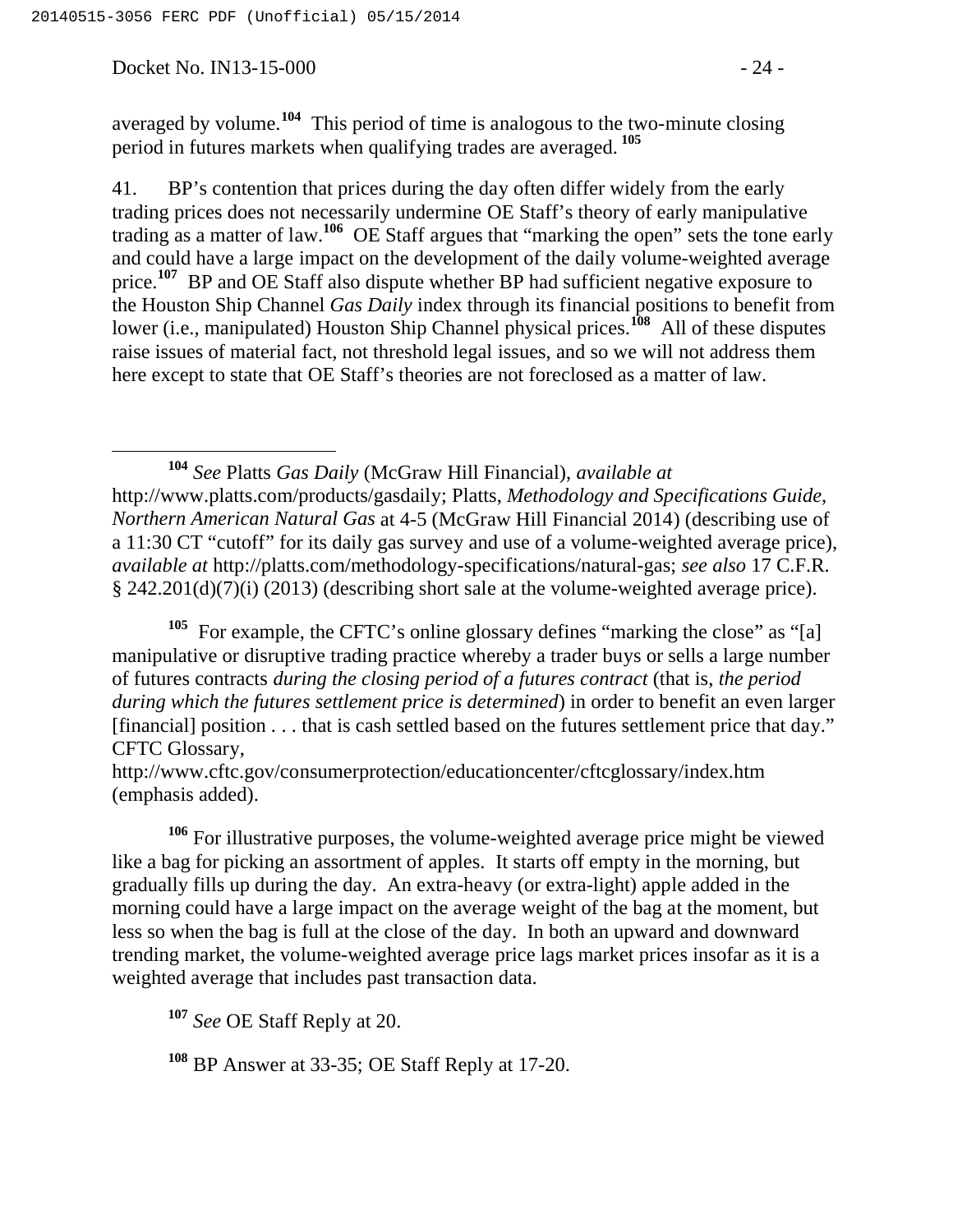averaged by volume.[104] This period of time is analogous to the two-minute closing period in futures markets when qualifying trades are averaged.[105]

41. BP's contention that prices during the day often differ widely from the early trading prices does not necessarily undermine OE Staff's theory of early manipulative trading as a matter of law.[106] OE Staff argues that "marking the open" sets the tone early and could have a large impact on the development of the daily volume-weighted average price.[107] BP and OE Staff also dispute whether BP had sufficient negative exposure to the Houston Ship Channel *Gas Daily* index through its financial positions to benefit from lower (i.e., manipulated) Houston Ship Channel physical prices.[108] All of these disputes raise issues of material fact, not threshold legal issues, and so we will not address them here except to state that OE Staff's theories are not foreclosed as a matter of law.

---

[104] *See* Platts *Gas Daily* (McGraw Hill Financial), *available at* http://www.platts.com/products/gasdaily; Platts, *Methodology and Specifications Guide, Northern American Natural Gas* at 4-5 (McGraw Hill Financial 2014) (describing use of a 11:30 CT "cutoff" for its daily gas survey and use of a volume-weighted average price), *available at* http://platts.com/methodology-specifications/natural-gas; *see also* 17 C.F.R. § 242.201(d)(7)(i) (2013) (describing short sale at the volume-weighted average price).

[105] For example, the CFTC's online glossary defines "marking the close" as "[a] manipulative or disruptive trading practice whereby a trader buys or sells a large number of futures contracts *during the closing period of a futures contract* (that is, *the period during which the futures settlement price is determined*) in order to benefit an even larger [financial] position . . . that is cash settled based on the futures settlement price that day." CFTC Glossary, http://www.cftc.gov/consumerprotection/educationcenter/cftcglossary/index.htm (emphasis added).

[106] For illustrative purposes, the volume-weighted average price might be viewed like a bag for picking an assortment of apples. It starts off empty in the morning, but gradually fills up during the day. An extra-heavy (or extra-light) apple added in the morning could have a large impact on the average weight of the bag at the moment, but less so when the bag is full at the close of the day. In both an upward and downward trending market, the volume-weighted average price lags market prices insofar as it is a weighted average that includes past transaction data.

[107] *See* OE Staff Reply at 20.

[108] BP Answer at 33-35; OE Staff Reply at 17-20.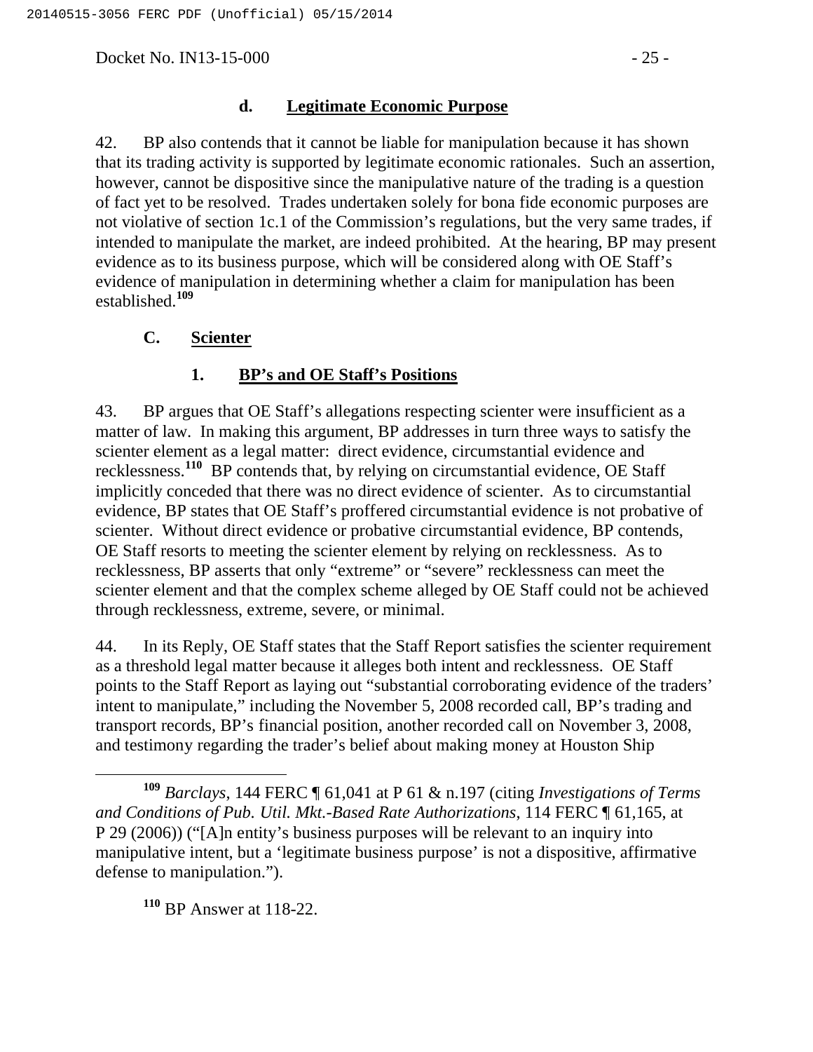#### d. **Legitimate Economic Purpose**

42. BP also contends that it cannot be liable for manipulation because it has shown that its trading activity is supported by legitimate economic rationales. Such an assertion, however, cannot be dispositive since the manipulative nature of the trading is a question of fact yet to be resolved. Trades undertaken solely for bona fide economic purposes are not violative of section 1c.1 of the Commission's regulations, but the very same trades, if intended to manipulate the market, are indeed prohibited. At the hearing, BP may present evidence as to its business purpose, which will be considered along with OE Staff's evidence of manipulation in determining whether a claim for manipulation has been established.[109]

### C. **Scienter**

#### 1. **BP's and OE Staff's Positions**

43. BP argues that OE Staff's allegations respecting scienter were insufficient as a matter of law. In making this argument, BP addresses in turn three ways to satisfy the scienter element as a legal matter: direct evidence, circumstantial evidence and recklessness.[110] BP contends that, by relying on circumstantial evidence, OE Staff implicitly conceded that there was no direct evidence of scienter. As to circumstantial evidence, BP states that OE Staff's proffered circumstantial evidence is not probative of scienter. Without direct evidence or probative circumstantial evidence, BP contends, OE Staff resorts to meeting the scienter element by relying on recklessness. As to recklessness, BP asserts that only "extreme" or "severe" recklessness can meet the scienter element and that the complex scheme alleged by OE Staff could not be achieved through recklessness, extreme, severe, or minimal.

44. In its Reply, OE Staff states that the Staff Report satisfies the scienter requirement as a threshold legal matter because it alleges both intent and recklessness. OE Staff points to the Staff Report as laying out "substantial corroborating evidence of the traders' intent to manipulate," including the November 5, 2008 recorded call, BP's trading and transport records, BP's financial position, another recorded call on November 3, 2008, and testimony regarding the trader's belief about making money at Houston Ship

---

[109] *Barclays*, 144 FERC ¶ 61,041 at P 61 & n.197 (citing *Investigations of Terms and Conditions of Pub. Util. Mkt.-Based Rate Authorizations*, 114 FERC ¶ 61,165, at P 29 (2006)) ("[A]n entity's business purposes will be relevant to an inquiry into manipulative intent, but a 'legitimate business purpose' is not a dispositive, affirmative defense to manipulation.").

[110] BP Answer at 118-22.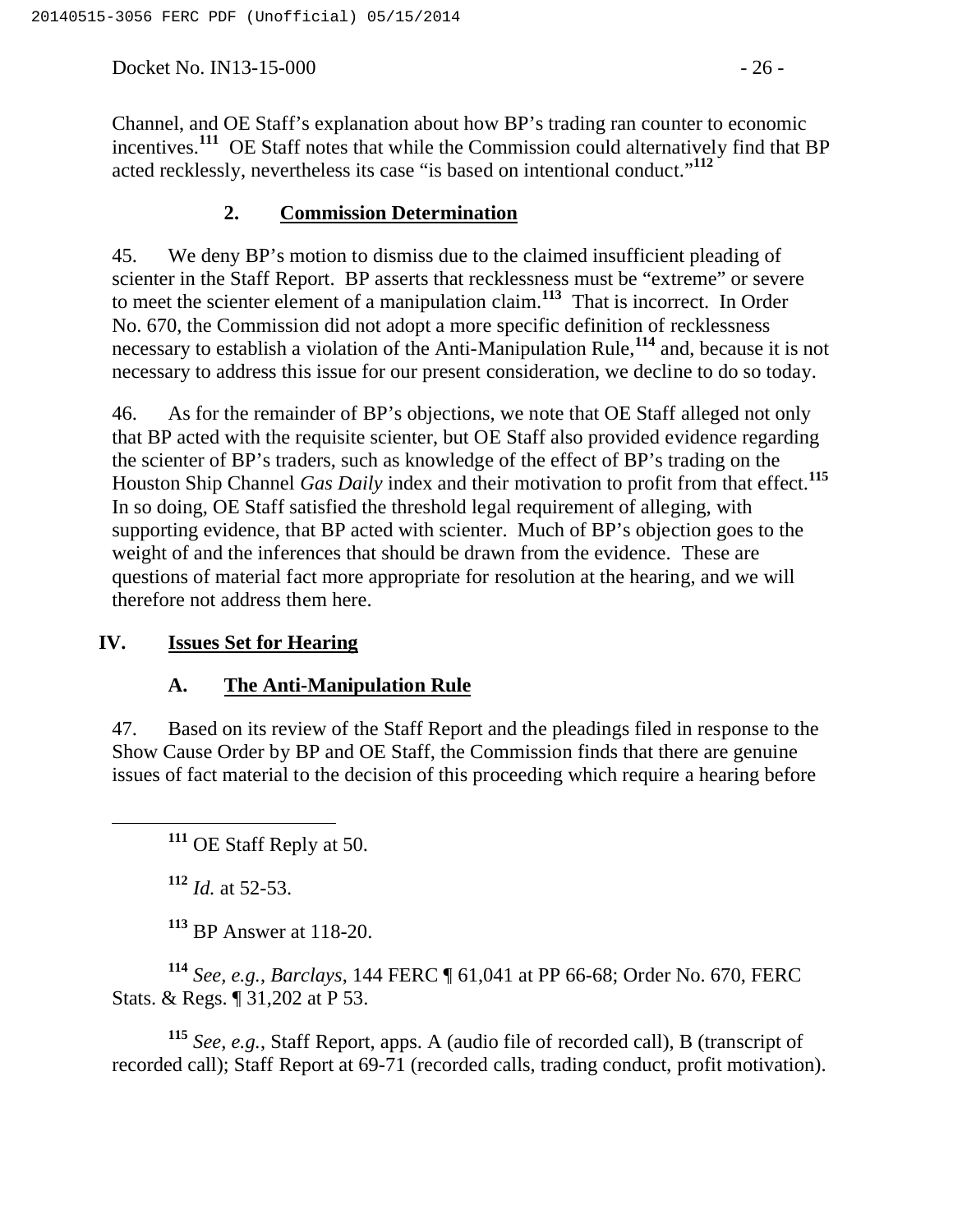Channel, and OE Staff's explanation about how BP's trading ran counter to economic incentives.[111] OE Staff notes that while the Commission could alternatively find that BP acted recklessly, nevertheless its case "is based on intentional conduct."[112]

### 2. Commission Determination

45. We deny BP's motion to dismiss due to the claimed insufficient pleading of scienter in the Staff Report. BP asserts that recklessness must be "extreme" or severe to meet the scienter element of a manipulation claim.[113] That is incorrect. In Order No. 670, the Commission did not adopt a more specific definition of recklessness necessary to establish a violation of the Anti-Manipulation Rule,[114] and, because it is not necessary to address this issue for our present consideration, we decline to do so today.

46. As for the remainder of BP's objections, we note that OE Staff alleged not only that BP acted with the requisite scienter, but OE Staff also provided evidence regarding the scienter of BP's traders, such as knowledge of the effect of BP's trading on the Houston Ship Channel *Gas Daily* index and their motivation to profit from that effect.[115] In so doing, OE Staff satisfied the threshold legal requirement of alleging, with supporting evidence, that BP acted with scienter. Much of BP's objection goes to the weight of and the inferences that should be drawn from the evidence. These are questions of material fact more appropriate for resolution at the hearing, and we will therefore not address them here.

## IV. Issues Set for Hearing

### A. The Anti-Manipulation Rule

47. Based on its review of the Staff Report and the pleadings filed in response to the Show Cause Order by BP and OE Staff, the Commission finds that there are genuine issues of fact material to the decision of this proceeding which require a hearing before

---

[111] OE Staff Reply at 50.

[112] *Id.* at 52-53.

[113] BP Answer at 118-20.

[114] *See, e.g.*, *Barclays*, 144 FERC ¶ 61,041 at PP 66-68; Order No. 670, FERC Stats. & Regs. ¶ 31,202 at P 53.

[115] *See, e.g.*, Staff Report, apps. A (audio file of recorded call), B (transcript of recorded call); Staff Report at 69-71 (recorded calls, trading conduct, profit motivation).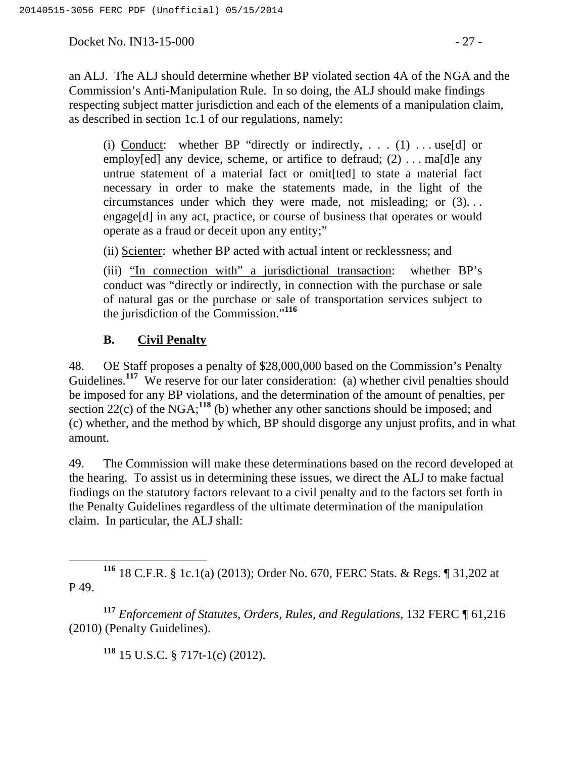an ALJ. The ALJ should determine whether BP violated section 4A of the NGA and the Commission's Anti-Manipulation Rule. In so doing, the ALJ should make findings respecting subject matter jurisdiction and each of the elements of a manipulation claim, as described in section 1c.1 of our regulations, namely:

> (i) Conduct: whether BP "directly or indirectly, . . . (1) . . . use[d] or employ[ed] any device, scheme, or artifice to defraud; (2) . . . ma[d]e any untrue statement of a material fact or omit[ted] to state a material fact necessary in order to make the statements made, in the light of the circumstances under which they were made, not misleading; or (3). . . engage[d] in any act, practice, or course of business that operates or would operate as a fraud or deceit upon any entity;"
>
> (ii) Scienter: whether BP acted with actual intent or recklessness; and
>
> (iii) "In connection with" a jurisdictional transaction: whether BP's conduct was "directly or indirectly, in connection with the purchase or sale of natural gas or the purchase or sale of transportation services subject to the jurisdiction of the Commission."[116]

### B. Civil Penalty

48. OE Staff proposes a penalty of $28,000,000 based on the Commission's Penalty Guidelines.[117] We reserve for our later consideration: (a) whether civil penalties should be imposed for any BP violations, and the determination of the amount of penalties, per section 22(c) of the NGA;[118] (b) whether any other sanctions should be imposed; and (c) whether, and the method by which, BP should disgorge any unjust profits, and in what amount.

49. The Commission will make these determinations based on the record developed at the hearing. To assist us in determining these issues, we direct the ALJ to make factual findings on the statutory factors relevant to a civil penalty and to the factors set forth in the Penalty Guidelines regardless of the ultimate determination of the manipulation claim. In particular, the ALJ shall:

---

[116] 18 C.F.R. § 1c.1(a) (2013); Order No. 670, FERC Stats. & Regs. ¶ 31,202 at P 49.

[117] *Enforcement of Statutes, Orders, Rules, and Regulations*, 132 FERC ¶ 61,216 (2010) (Penalty Guidelines).

[118] 15 U.S.C. § 717t-1(c) (2012).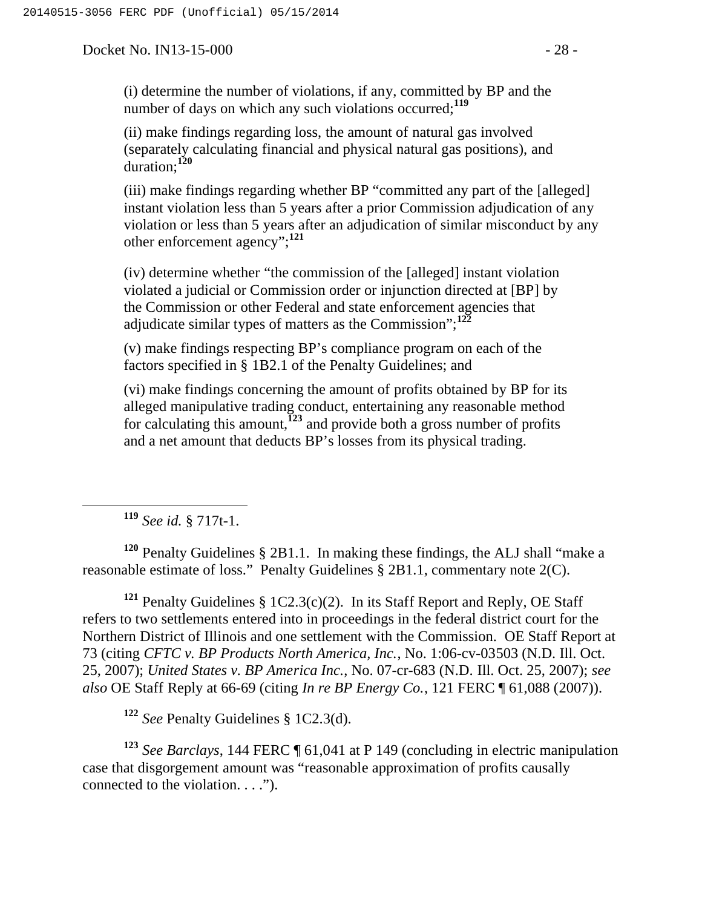(i) determine the number of violations, if any, committed by BP and the number of days on which any such violations occurred;[119]

(ii) make findings regarding loss, the amount of natural gas involved (separately calculating financial and physical natural gas positions), and duration;[120]

(iii) make findings regarding whether BP "committed any part of the [alleged] instant violation less than 5 years after a prior Commission adjudication of any violation or less than 5 years after an adjudication of similar misconduct by any other enforcement agency";[121]

(iv) determine whether "the commission of the [alleged] instant violation violated a judicial or Commission order or injunction directed at [BP] by the Commission or other Federal and state enforcement agencies that adjudicate similar types of matters as the Commission";[122]

(v) make findings respecting BP's compliance program on each of the factors specified in § 1B2.1 of the Penalty Guidelines; and

(vi) make findings concerning the amount of profits obtained by BP for its alleged manipulative trading conduct, entertaining any reasonable method for calculating this amount,[123] and provide both a gross number of profits and a net amount that deducts BP's losses from its physical trading.

---

[119] *See id.* § 717t-1.

[120] Penalty Guidelines § 2B1.1. In making these findings, the ALJ shall "make a reasonable estimate of loss." Penalty Guidelines § 2B1.1, commentary note 2(C).

[121] Penalty Guidelines § 1C2.3(c)(2). In its Staff Report and Reply, OE Staff refers to two settlements entered into in proceedings in the federal district court for the Northern District of Illinois and one settlement with the Commission. OE Staff Report at 73 (citing *CFTC v. BP Products North America, Inc.*, No. 1:06-cv-03503 (N.D. Ill. Oct. 25, 2007); *United States v. BP America Inc.*, No. 07-cr-683 (N.D. Ill. Oct. 25, 2007); *see also* OE Staff Reply at 66-69 (citing *In re BP Energy Co.*, 121 FERC ¶ 61,088 (2007)).

[122] *See* Penalty Guidelines § 1C2.3(d).

[123] *See Barclays*, 144 FERC ¶ 61,041 at P 149 (concluding in electric manipulation case that disgorgement amount was "reasonable approximation of profits causally connected to the violation. . . .").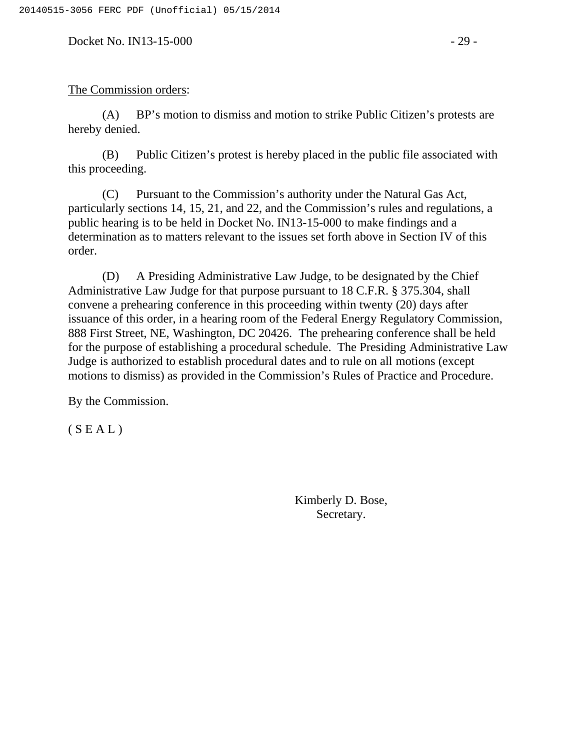The Commission orders:

(A) BP's motion to dismiss and motion to strike Public Citizen's protests are hereby denied.

(B) Public Citizen's protest is hereby placed in the public file associated with this proceeding.

(C) Pursuant to the Commission's authority under the Natural Gas Act, particularly sections 14, 15, 21, and 22, and the Commission's rules and regulations, a public hearing is to be held in Docket No. IN13-15-000 to make findings and a determination as to matters relevant to the issues set forth above in Section IV of this order.

(D) A Presiding Administrative Law Judge, to be designated by the Chief Administrative Law Judge for that purpose pursuant to 18 C.F.R. § 375.304, shall convene a prehearing conference in this proceeding within twenty (20) days after issuance of this order, in a hearing room of the Federal Energy Regulatory Commission, 888 First Street, NE, Washington, DC 20426. The prehearing conference shall be held for the purpose of establishing a procedural schedule. The Presiding Administrative Law Judge is authorized to establish procedural dates and to rule on all motions (except motions to dismiss) as provided in the Commission's Rules of Practice and Procedure.

By the Commission.

( S E A L )

Kimberly D. Bose,
Secretary.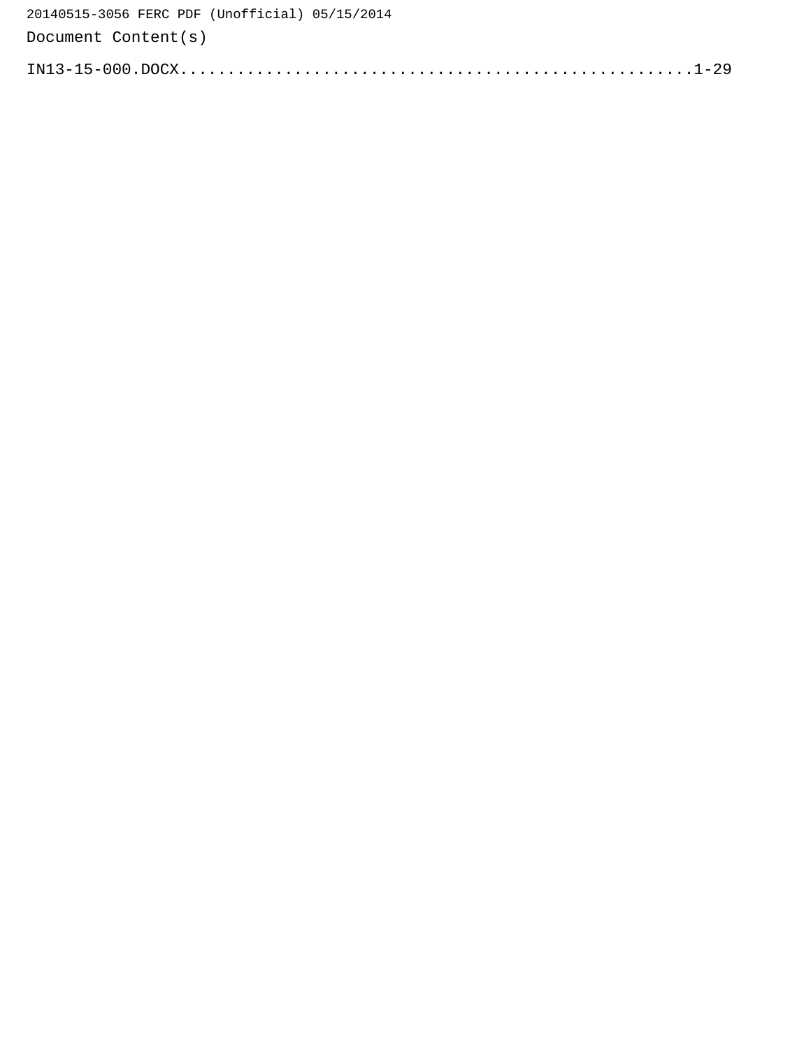20140515-3056 FERC PDF (Unofficial) 05/15/2014

Document Content(s)

IN13-15-000.DOCX.....................................................1-29